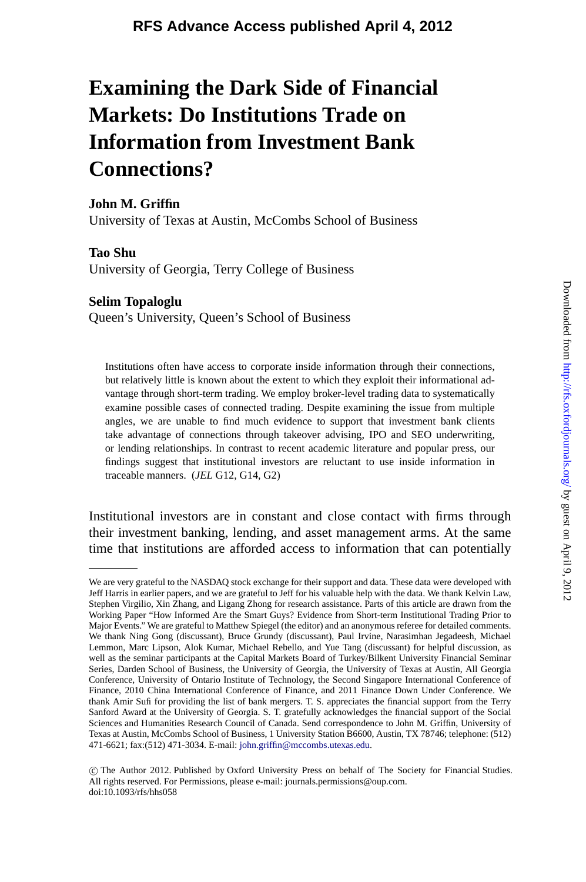# Examining the Dark Side of Financial Markets: Do Institutions Trade on Information from Investment Bank Connections?

**John M. Griffin**
University of Texas at Austin, McCombs School of Business

**Tao Shu**
University of Georgia, Terry College of Business

**Selim Topaloglu**
Queen's University, Queen's School of Business

Institutions often have access to corporate inside information through their connections, but relatively little is known about the extent to which they exploit their informational advantage through short-term trading. We employ broker-level trading data to systematically examine possible cases of connected trading. Despite examining the issue from multiple angles, we are unable to find much evidence to support that investment bank clients take advantage of connections through takeover advising, IPO and SEO underwriting, or lending relationships. In contrast to recent academic literature and popular press, our findings suggest that institutional investors are reluctant to use inside information in traceable manners. (*JEL* G12, G14, G2)

Institutional investors are in constant and close contact with firms through their investment banking, lending, and asset management arms. At the same time that institutions are afforded access to information that can potentially

---

We are very grateful to the NASDAQ stock exchange for their support and data. These data were developed with Jeff Harris in earlier papers, and we are grateful to Jeff for his valuable help with the data. We thank Kelvin Law, Stephen Virgilio, Xin Zhang, and Ligang Zhong for research assistance. Parts of this article are drawn from the Working Paper "How Informed Are the Smart Guys? Evidence from Short-term Institutional Trading Prior to Major Events." We are grateful to Matthew Spiegel (the editor) and an anonymous referee for detailed comments. We thank Ning Gong (discussant), Bruce Grundy (discussant), Paul Irvine, Narasimhan Jegadeesh, Michael Lemmon, Marc Lipson, Alok Kumar, Michael Rebello, and Yue Tang (discussant) for helpful discussion, as well as the seminar participants at the Capital Markets Board of Turkey/Bilkent University Financial Seminar Series, Darden School of Business, the University of Georgia, the University of Texas at Austin, All Georgia Conference, University of Ontario Institute of Technology, the Second Singapore International Conference of Finance, 2010 China International Conference of Finance, and 2011 Finance Down Under Conference. We thank Amir Sufi for providing the list of bank mergers. T. S. appreciates the financial support from the Terry Sanford Award at the University of Georgia. S. T. gratefully acknowledges the financial support of the Social Sciences and Humanities Research Council of Canada. Send correspondence to John M. Griffin, University of Texas at Austin, McCombs School of Business, 1 University Station B6600, Austin, TX 78746; telephone: (512) 471-6621; fax:(512) 471-3034. E-mail: john.griffin@mccombs.utexas.edu.

© The Author 2012. Published by Oxford University Press on behalf of The Society for Financial Studies. All rights reserved. For Permissions, please e-mail: journals.permissions@oup.com.
doi:10.1093/rfs/hhs058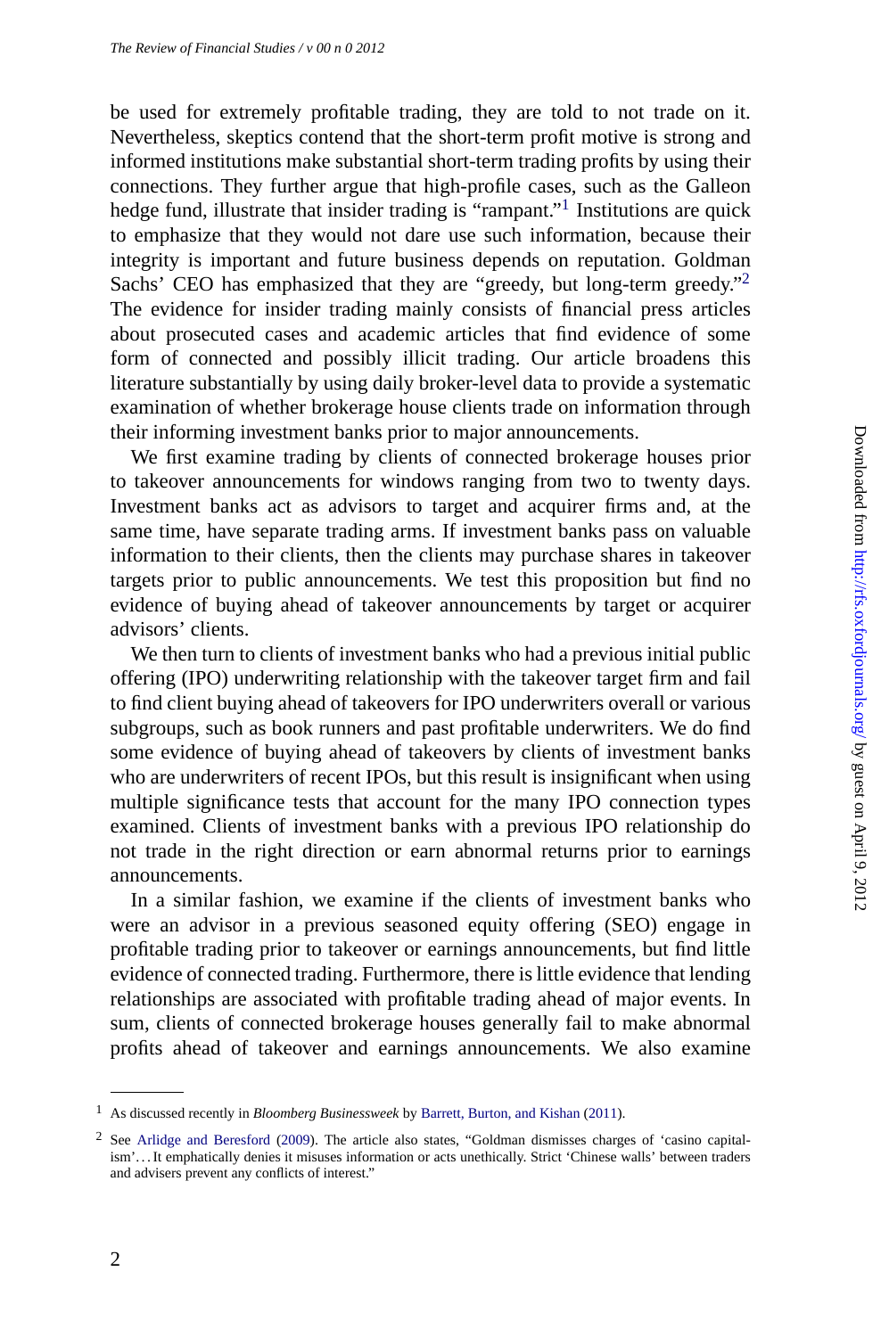be used for extremely profitable trading, they are told to not trade on it. Nevertheless, skeptics contend that the short-term profit motive is strong and informed institutions make substantial short-term trading profits by using their connections. They further argue that high-profile cases, such as the Galleon hedge fund, illustrate that insider trading is "rampant."[1] Institutions are quick to emphasize that they would not dare use such information, because their integrity is important and future business depends on reputation. Goldman Sachs' CEO has emphasized that they are "greedy, but long-term greedy."[2] The evidence for insider trading mainly consists of financial press articles about prosecuted cases and academic articles that find evidence of some form of connected and possibly illicit trading. Our article broadens this literature substantially by using daily broker-level data to provide a systematic examination of whether brokerage house clients trade on information through their informing investment banks prior to major announcements.

We first examine trading by clients of connected brokerage houses prior to takeover announcements for windows ranging from two to twenty days. Investment banks act as advisors to target and acquirer firms and, at the same time, have separate trading arms. If investment banks pass on valuable information to their clients, then the clients may purchase shares in takeover targets prior to public announcements. We test this proposition but find no evidence of buying ahead of takeover announcements by target or acquirer advisors' clients.

We then turn to clients of investment banks who had a previous initial public offering (IPO) underwriting relationship with the takeover target firm and fail to find client buying ahead of takeovers for IPO underwriters overall or various subgroups, such as book runners and past profitable underwriters. We do find some evidence of buying ahead of takeovers by clients of investment banks who are underwriters of recent IPOs, but this result is insignificant when using multiple significance tests that account for the many IPO connection types examined. Clients of investment banks with a previous IPO relationship do not trade in the right direction or earn abnormal returns prior to earnings announcements.

In a similar fashion, we examine if the clients of investment banks who were an advisor in a previous seasoned equity offering (SEO) engage in profitable trading prior to takeover or earnings announcements, but find little evidence of connected trading. Furthermore, there is little evidence that lending relationships are associated with profitable trading ahead of major events. In sum, clients of connected brokerage houses generally fail to make abnormal profits ahead of takeover and earnings announcements. We also examine

---

[1] As discussed recently in *Bloomberg Businessweek* by Barrett, Burton, and Kishan (2011).

[2] See Arlidge and Beresford (2009). The article also states, "Goldman dismisses charges of 'casino capitalism'… It emphatically denies it misuses information or acts unethically. Strict 'Chinese walls' between traders and advisers prevent any conflicts of interest."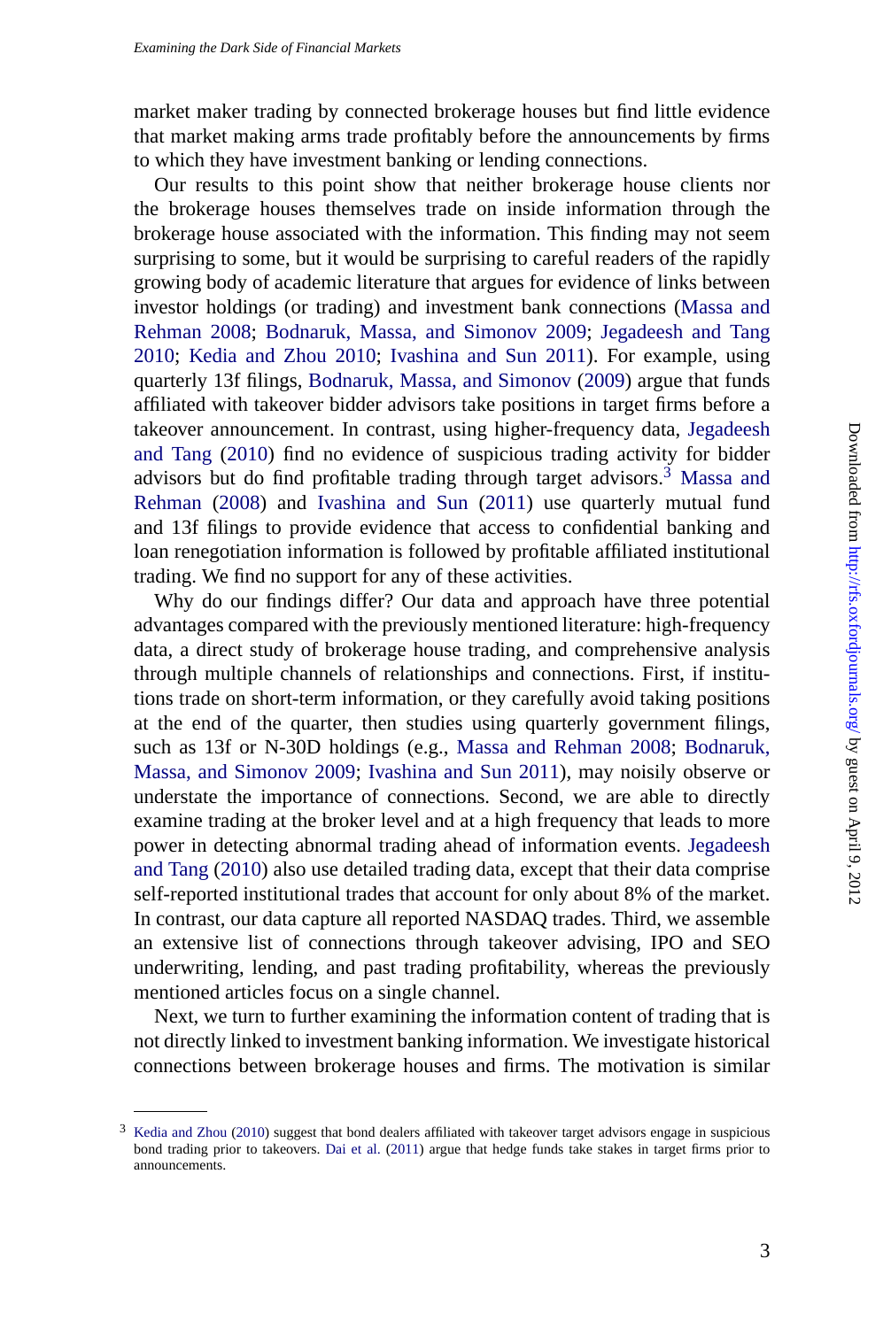market maker trading by connected brokerage houses but find little evidence that market making arms trade profitably before the announcements by firms to which they have investment banking or lending connections.

Our results to this point show that neither brokerage house clients nor the brokerage houses themselves trade on inside information through the brokerage house associated with the information. This finding may not seem surprising to some, but it would be surprising to careful readers of the rapidly growing body of academic literature that argues for evidence of links between investor holdings (or trading) and investment bank connections (Massa and Rehman 2008; Bodnaruk, Massa, and Simonov 2009; Jegadeesh and Tang 2010; Kedia and Zhou 2010; Ivashina and Sun 2011). For example, using quarterly 13f filings, Bodnaruk, Massa, and Simonov (2009) argue that funds affiliated with takeover bidder advisors take positions in target firms before a takeover announcement. In contrast, using higher-frequency data, Jegadeesh and Tang (2010) find no evidence of suspicious trading activity for bidder advisors but do find profitable trading through target advisors.[3] Massa and Rehman (2008) and Ivashina and Sun (2011) use quarterly mutual fund and 13f filings to provide evidence that access to confidential banking and loan renegotiation information is followed by profitable affiliated institutional trading. We find no support for any of these activities.

Why do our findings differ? Our data and approach have three potential advantages compared with the previously mentioned literature: high-frequency data, a direct study of brokerage house trading, and comprehensive analysis through multiple channels of relationships and connections. First, if institutions trade on short-term information, or they carefully avoid taking positions at the end of the quarter, then studies using quarterly government filings, such as 13f or N-30D holdings (e.g., Massa and Rehman 2008; Bodnaruk, Massa, and Simonov 2009; Ivashina and Sun 2011), may noisily observe or understate the importance of connections. Second, we are able to directly examine trading at the broker level and at a high frequency that leads to more power in detecting abnormal trading ahead of information events. Jegadeesh and Tang (2010) also use detailed trading data, except that their data comprise self-reported institutional trades that account for only about 8% of the market. In contrast, our data capture all reported NASDAQ trades. Third, we assemble an extensive list of connections through takeover advising, IPO and SEO underwriting, lending, and past trading profitability, whereas the previously mentioned articles focus on a single channel.

Next, we turn to further examining the information content of trading that is not directly linked to investment banking information. We investigate historical connections between brokerage houses and firms. The motivation is similar

---

[3] Kedia and Zhou (2010) suggest that bond dealers affiliated with takeover target advisors engage in suspicious bond trading prior to takeovers. Dai et al. (2011) argue that hedge funds take stakes in target firms prior to announcements.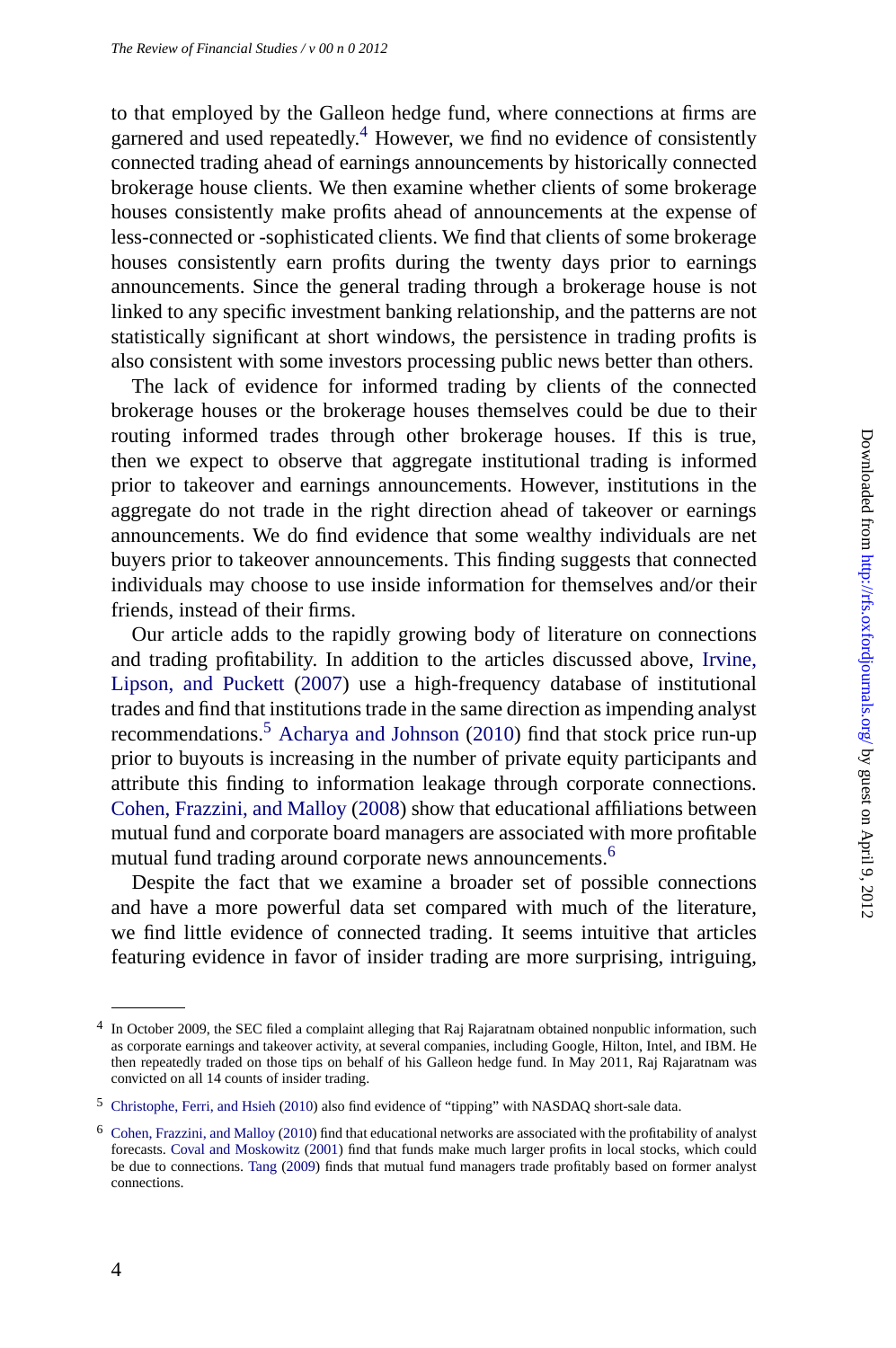to that employed by the Galleon hedge fund, where connections at firms are garnered and used repeatedly.[4] However, we find no evidence of consistently connected trading ahead of earnings announcements by historically connected brokerage house clients. We then examine whether clients of some brokerage houses consistently make profits ahead of announcements at the expense of less-connected or -sophisticated clients. We find that clients of some brokerage houses consistently earn profits during the twenty days prior to earnings announcements. Since the general trading through a brokerage house is not linked to any specific investment banking relationship, and the patterns are not statistically significant at short windows, the persistence in trading profits is also consistent with some investors processing public news better than others.

The lack of evidence for informed trading by clients of the connected brokerage houses or the brokerage houses themselves could be due to their routing informed trades through other brokerage houses. If this is true, then we expect to observe that aggregate institutional trading is informed prior to takeover and earnings announcements. However, institutions in the aggregate do not trade in the right direction ahead of takeover or earnings announcements. We do find evidence that some wealthy individuals are net buyers prior to takeover announcements. This finding suggests that connected individuals may choose to use inside information for themselves and/or their friends, instead of their firms.

Our article adds to the rapidly growing body of literature on connections and trading profitability. In addition to the articles discussed above, Irvine, Lipson, and Puckett (2007) use a high-frequency database of institutional trades and find that institutions trade in the same direction as impending analyst recommendations.[5] Acharya and Johnson (2010) find that stock price run-up prior to buyouts is increasing in the number of private equity participants and attribute this finding to information leakage through corporate connections. Cohen, Frazzini, and Malloy (2008) show that educational affiliations between mutual fund and corporate board managers are associated with more profitable mutual fund trading around corporate news announcements.[6]

Despite the fact that we examine a broader set of possible connections and have a more powerful data set compared with much of the literature, we find little evidence of connected trading. It seems intuitive that articles featuring evidence in favor of insider trading are more surprising, intriguing,

---

[4] In October 2009, the SEC filed a complaint alleging that Raj Rajaratnam obtained nonpublic information, such as corporate earnings and takeover activity, at several companies, including Google, Hilton, Intel, and IBM. He then repeatedly traded on those tips on behalf of his Galleon hedge fund. In May 2011, Raj Rajaratnam was convicted on all 14 counts of insider trading.

[5] Christophe, Ferri, and Hsieh (2010) also find evidence of "tipping" with NASDAQ short-sale data.

[6] Cohen, Frazzini, and Malloy (2010) find that educational networks are associated with the profitability of analyst forecasts. Coval and Moskowitz (2001) find that funds make much larger profits in local stocks, which could be due to connections. Tang (2009) finds that mutual fund managers trade profitably based on former analyst connections.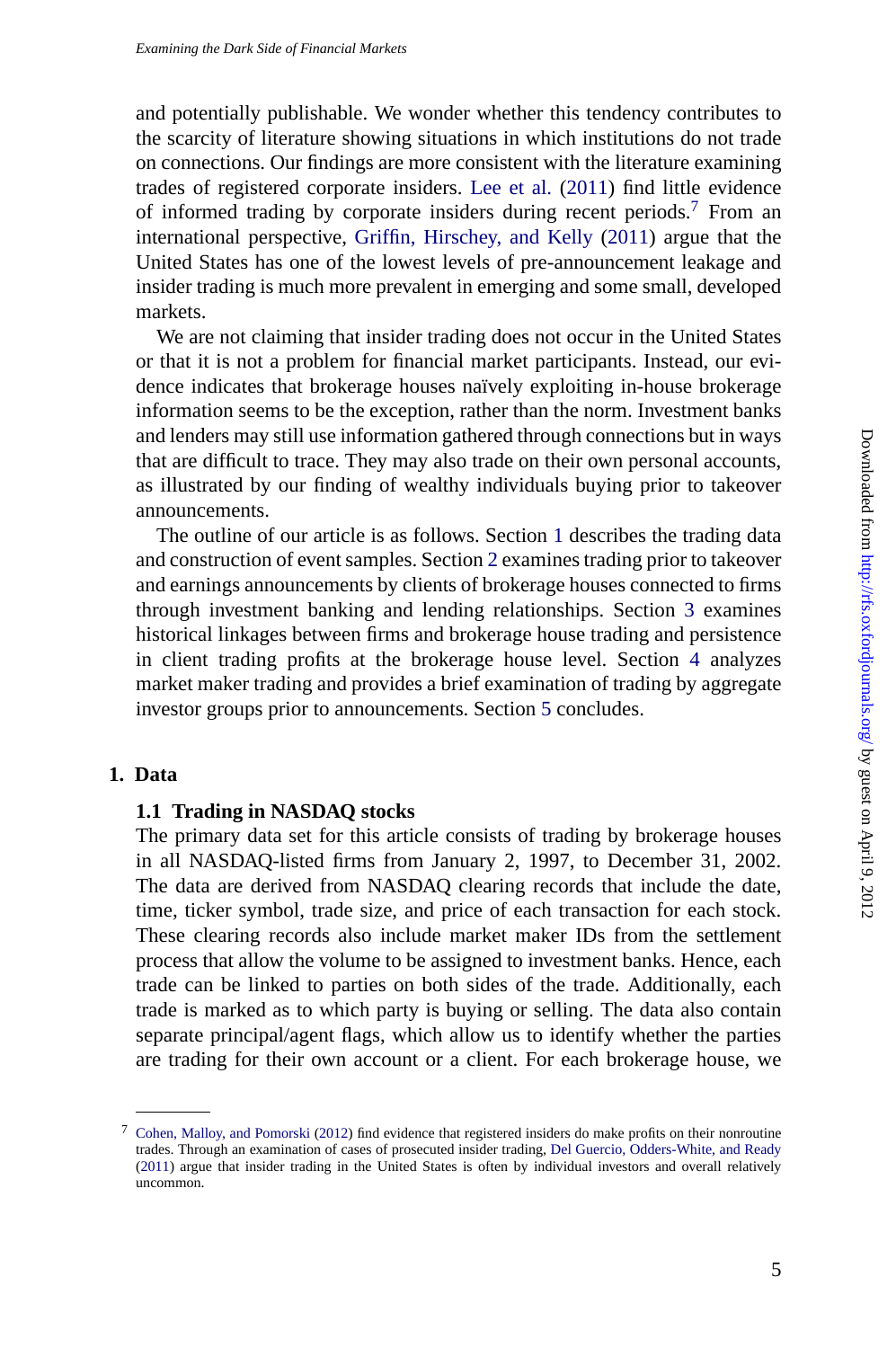and potentially publishable. We wonder whether this tendency contributes to the scarcity of literature showing situations in which institutions do not trade on connections. Our findings are more consistent with the literature examining trades of registered corporate insiders. Lee et al. (2011) find little evidence of informed trading by corporate insiders during recent periods.[7] From an international perspective, Griffin, Hirschey, and Kelly (2011) argue that the United States has one of the lowest levels of pre-announcement leakage and insider trading is much more prevalent in emerging and some small, developed markets.

We are not claiming that insider trading does not occur in the United States or that it is not a problem for financial market participants. Instead, our evidence indicates that brokerage houses naïvely exploiting in-house brokerage information seems to be the exception, rather than the norm. Investment banks and lenders may still use information gathered through connections but in ways that are difficult to trace. They may also trade on their own personal accounts, as illustrated by our finding of wealthy individuals buying prior to takeover announcements.

The outline of our article is as follows. Section 1 describes the trading data and construction of event samples. Section 2 examines trading prior to takeover and earnings announcements by clients of brokerage houses connected to firms through investment banking and lending relationships. Section 3 examines historical linkages between firms and brokerage house trading and persistence in client trading profits at the brokerage house level. Section 4 analyzes market maker trading and provides a brief examination of trading by aggregate investor groups prior to announcements. Section 5 concludes.

# 1. Data

## 1.1 Trading in NASDAQ stocks

The primary data set for this article consists of trading by brokerage houses in all NASDAQ-listed firms from January 2, 1997, to December 31, 2002. The data are derived from NASDAQ clearing records that include the date, time, ticker symbol, trade size, and price of each transaction for each stock. These clearing records also include market maker IDs from the settlement process that allow the volume to be assigned to investment banks. Hence, each trade can be linked to parties on both sides of the trade. Additionally, each trade is marked as to which party is buying or selling. The data also contain separate principal/agent flags, which allow us to identify whether the parties are trading for their own account or a client. For each brokerage house, we

[7] Cohen, Malloy, and Pomorski (2012) find evidence that registered insiders do make profits on their nonroutine trades. Through an examination of cases of prosecuted insider trading, Del Guercio, Odders-White, and Ready (2011) argue that insider trading in the United States is often by individual investors and overall relatively uncommon.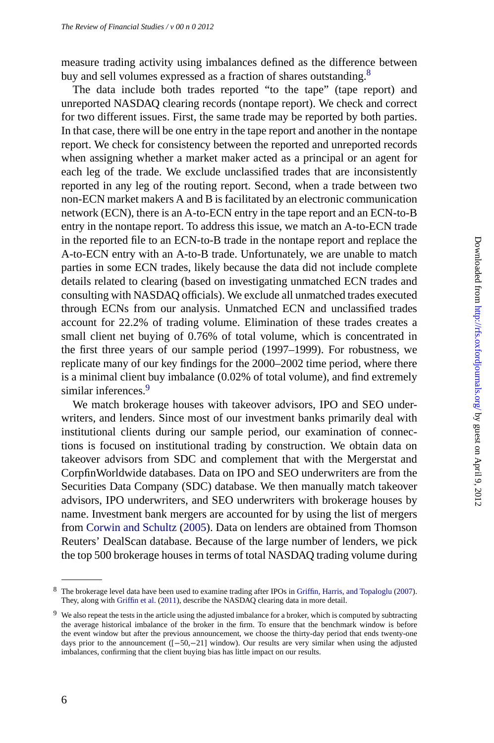measure trading activity using imbalances defined as the difference between buy and sell volumes expressed as a fraction of shares outstanding.[8]

The data include both trades reported "to the tape" (tape report) and unreported NASDAQ clearing records (nontape report). We check and correct for two different issues. First, the same trade may be reported by both parties. In that case, there will be one entry in the tape report and another in the nontape report. We check for consistency between the reported and unreported records when assigning whether a market maker acted as a principal or an agent for each leg of the trade. We exclude unclassified trades that are inconsistently reported in any leg of the routing report. Second, when a trade between two non-ECN market makers A and B is facilitated by an electronic communication network (ECN), there is an A-to-ECN entry in the tape report and an ECN-to-B entry in the nontape report. To address this issue, we match an A-to-ECN trade in the reported file to an ECN-to-B trade in the nontape report and replace the A-to-ECN entry with an A-to-B trade. Unfortunately, we are unable to match parties in some ECN trades, likely because the data did not include complete details related to clearing (based on investigating unmatched ECN trades and consulting with NASDAQ officials). We exclude all unmatched trades executed through ECNs from our analysis. Unmatched ECN and unclassified trades account for 22.2% of trading volume. Elimination of these trades creates a small client net buying of 0.76% of total volume, which is concentrated in the first three years of our sample period (1997–1999). For robustness, we replicate many of our key findings for the 2000–2002 time period, where there is a minimal client buy imbalance (0.02% of total volume), and find extremely similar inferences.[9]

We match brokerage houses with takeover advisors, IPO and SEO underwriters, and lenders. Since most of our investment banks primarily deal with institutional clients during our sample period, our examination of connections is focused on institutional trading by construction. We obtain data on takeover advisors from SDC and complement that with the Mergerstat and CorpfinWorldwide databases. Data on IPO and SEO underwriters are from the Securities Data Company (SDC) database. We then manually match takeover advisors, IPO underwriters, and SEO underwriters with brokerage houses by name. Investment bank mergers are accounted for by using the list of mergers from Corwin and Schultz (2005). Data on lenders are obtained from Thomson Reuters' DealScan database. Because of the large number of lenders, we pick the top 500 brokerage houses in terms of total NASDAQ trading volume during

---

[8] The brokerage level data have been used to examine trading after IPOs in Griffin, Harris, and Topaloglu (2007). They, along with Griffin et al. (2011), describe the NASDAQ clearing data in more detail.

[9] We also repeat the tests in the article using the adjusted imbalance for a broker, which is computed by subtracting the average historical imbalance of the broker in the firm. To ensure that the benchmark window is before the event window but after the previous announcement, we choose the thirty-day period that ends twenty-one days prior to the announcement ([−50,−21] window). Our results are very similar when using the adjusted imbalances, confirming that the client buying bias has little impact on our results.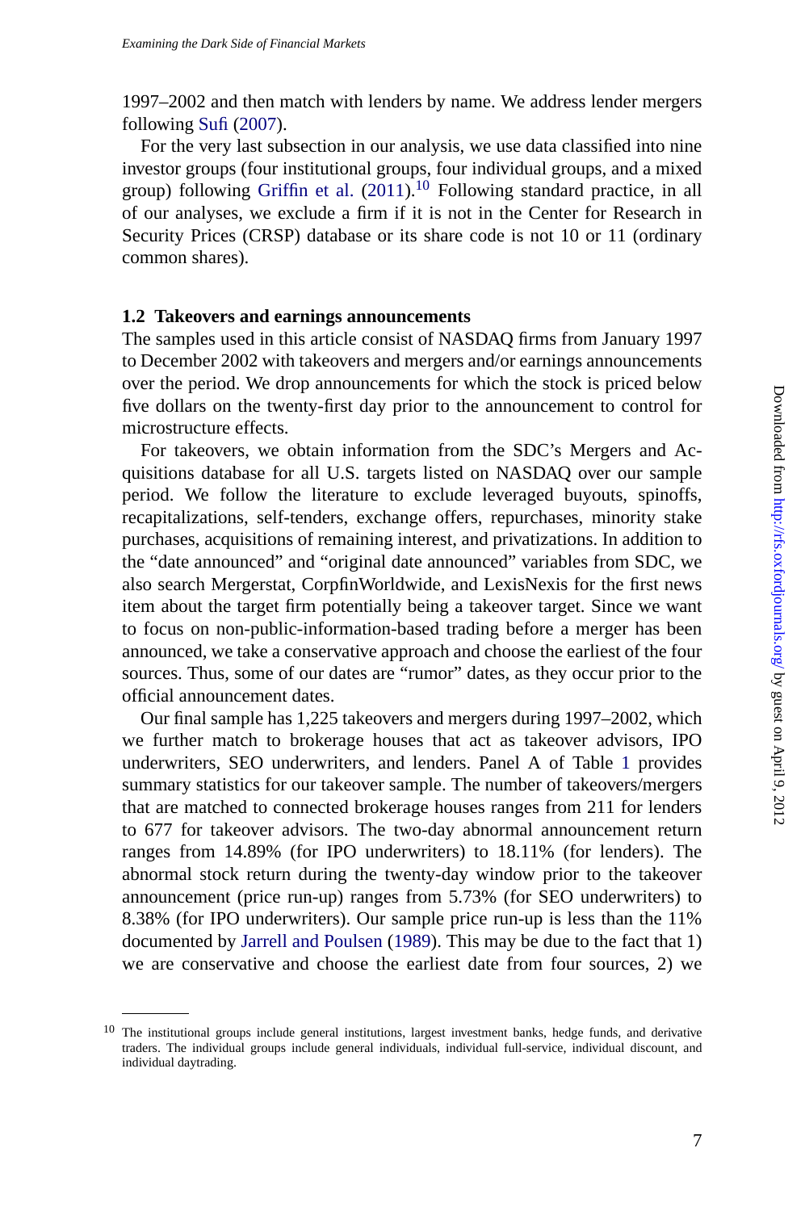1997–2002 and then match with lenders by name. We address lender mergers following Sufi (2007).

For the very last subsection in our analysis, we use data classified into nine investor groups (four institutional groups, four individual groups, and a mixed group) following Griffin et al. (2011).[10] Following standard practice, in all of our analyses, we exclude a firm if it is not in the Center for Research in Security Prices (CRSP) database or its share code is not 10 or 11 (ordinary common shares).

### 1.2 Takeovers and earnings announcements

The samples used in this article consist of NASDAQ firms from January 1997 to December 2002 with takeovers and mergers and/or earnings announcements over the period. We drop announcements for which the stock is priced below five dollars on the twenty-first day prior to the announcement to control for microstructure effects.

For takeovers, we obtain information from the SDC's Mergers and Acquisitions database for all U.S. targets listed on NASDAQ over our sample period. We follow the literature to exclude leveraged buyouts, spinoffs, recapitalizations, self-tenders, exchange offers, repurchases, minority stake purchases, acquisitions of remaining interest, and privatizations. In addition to the "date announced" and "original date announced" variables from SDC, we also search Mergerstat, CorpfinWorldwide, and LexisNexis for the first news item about the target firm potentially being a takeover target. Since we want to focus on non-public-information-based trading before a merger has been announced, we take a conservative approach and choose the earliest of the four sources. Thus, some of our dates are "rumor" dates, as they occur prior to the official announcement dates.

Our final sample has 1,225 takeovers and mergers during 1997–2002, which we further match to brokerage houses that act as takeover advisors, IPO underwriters, SEO underwriters, and lenders. Panel A of Table 1 provides summary statistics for our takeover sample. The number of takeovers/mergers that are matched to connected brokerage houses ranges from 211 for lenders to 677 for takeover advisors. The two-day abnormal announcement return ranges from 14.89% (for IPO underwriters) to 18.11% (for lenders). The abnormal stock return during the twenty-day window prior to the takeover announcement (price run-up) ranges from 5.73% (for SEO underwriters) to 8.38% (for IPO underwriters). Our sample price run-up is less than the 11% documented by Jarrell and Poulsen (1989). This may be due to the fact that 1) we are conservative and choose the earliest date from four sources, 2) we

---

[10] The institutional groups include general institutions, largest investment banks, hedge funds, and derivative traders. The individual groups include general individuals, individual full-service, individual discount, and individual daytrading.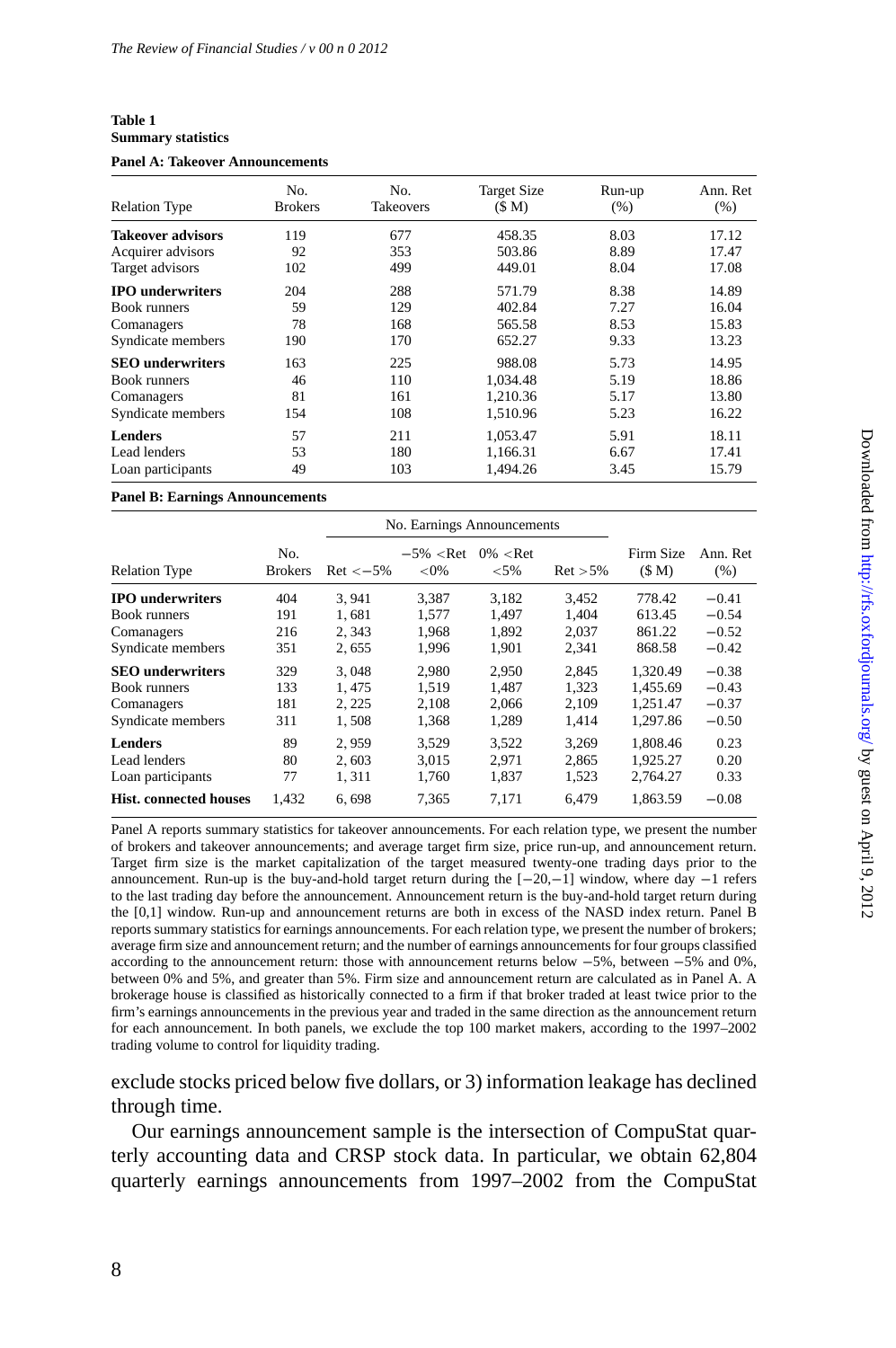**Table 1**
**Summary statistics**

**Panel A: Takeover Announcements**

| Relation Type | No. Brokers | No. Takeovers | Target Size ($ M) | Run-up (%) | Ann. Ret (%) |
|---|---|---|---|---|---|
| **Takeover advisors** | 119 | 677 | 458.35 | 8.03 | 17.12 |
| Acquirer advisors | 92 | 353 | 503.86 | 8.89 | 17.47 |
| Target advisors | 102 | 499 | 449.01 | 8.04 | 17.08 |
| **IPO underwriters** | 204 | 288 | 571.79 | 8.38 | 14.89 |
| Book runners | 59 | 129 | 402.84 | 7.27 | 16.04 |
| Comanagers | 78 | 168 | 565.58 | 8.53 | 15.83 |
| Syndicate members | 190 | 170 | 652.27 | 9.33 | 13.23 |
| **SEO underwriters** | 163 | 225 | 988.08 | 5.73 | 14.95 |
| Book runners | 46 | 110 | 1,034.48 | 5.19 | 18.86 |
| Comanagers | 81 | 161 | 1,210.36 | 5.17 | 13.80 |
| Syndicate members | 154 | 108 | 1,510.96 | 5.23 | 16.22 |
| **Lenders** | 57 | 211 | 1,053.47 | 5.91 | 18.11 |
| Lead lenders | 53 | 180 | 1,166.31 | 6.67 | 17.41 |
| Loan participants | 49 | 103 | 1,494.26 | 3.45 | 15.79 |

**Panel B: Earnings Announcements**

| | | No. Earnings Announcements | | | | | |
|---|---|---|---|---|---|---|---|
| Relation Type | No. Brokers | Ret <−5% | −5% <Ret <0% | 0% <Ret <5% | Ret >5% | Firm Size ($ M) | Ann. Ret (%) |
| **IPO underwriters** | 404 | 3, 941 | 3,387 | 3,182 | 3,452 | 778.42 | −0.41 |
| Book runners | 191 | 1, 681 | 1,577 | 1,497 | 1,404 | 613.45 | −0.54 |
| Comanagers | 216 | 2, 343 | 1,968 | 1,892 | 2,037 | 861.22 | −0.52 |
| Syndicate members | 351 | 2, 655 | 1,996 | 1,901 | 2,341 | 868.58 | −0.42 |
| **SEO underwriters** | 329 | 3, 048 | 2,980 | 2,950 | 2,845 | 1,320.49 | −0.38 |
| Book runners | 133 | 1, 475 | 1,519 | 1,487 | 1,323 | 1,455.69 | −0.43 |
| Comanagers | 181 | 2, 225 | 2,108 | 2,066 | 2,109 | 1,251.47 | −0.37 |
| Syndicate members | 311 | 1, 508 | 1,368 | 1,289 | 1,414 | 1,297.86 | −0.50 |
| **Lenders** | 89 | 2, 959 | 3,529 | 3,522 | 3,269 | 1,808.46 | 0.23 |
| Lead lenders | 80 | 2, 603 | 3,015 | 2,971 | 2,865 | 1,925.27 | 0.20 |
| Loan participants | 77 | 1, 311 | 1,760 | 1,837 | 1,523 | 2,764.27 | 0.33 |
| **Hist. connected houses** | 1,432 | 6, 698 | 7,365 | 7,171 | 6,479 | 1,863.59 | −0.08 |

Panel A reports summary statistics for takeover announcements. For each relation type, we present the number of brokers and takeover announcements; and average target firm size, price run-up, and announcement return. Target firm size is the market capitalization of the target measured twenty-one trading days prior to the announcement. Run-up is the buy-and-hold target return during the [−20,−1] window, where day −1 refers to the last trading day before the announcement. Announcement return is the buy-and-hold target return during the [0,1] window. Run-up and announcement returns are both in excess of the NASD index return. Panel B reports summary statistics for earnings announcements. For each relation type, we present the number of brokers; average firm size and announcement return; and the number of earnings announcements for four groups classified according to the announcement return: those with announcement returns below −5%, between −5% and 0%, between 0% and 5%, and greater than 5%. Firm size and announcement return are calculated as in Panel A. A brokerage house is classified as historically connected to a firm if that broker traded at least twice prior to the firm's earnings announcements in the previous year and traded in the same direction as the announcement return for each announcement. In both panels, we exclude the top 100 market makers, according to the 1997–2002 trading volume to control for liquidity trading.

exclude stocks priced below five dollars, or 3) information leakage has declined through time.

Our earnings announcement sample is the intersection of CompuStat quarterly accounting data and CRSP stock data. In particular, we obtain 62,804 quarterly earnings announcements from 1997–2002 from the CompuStat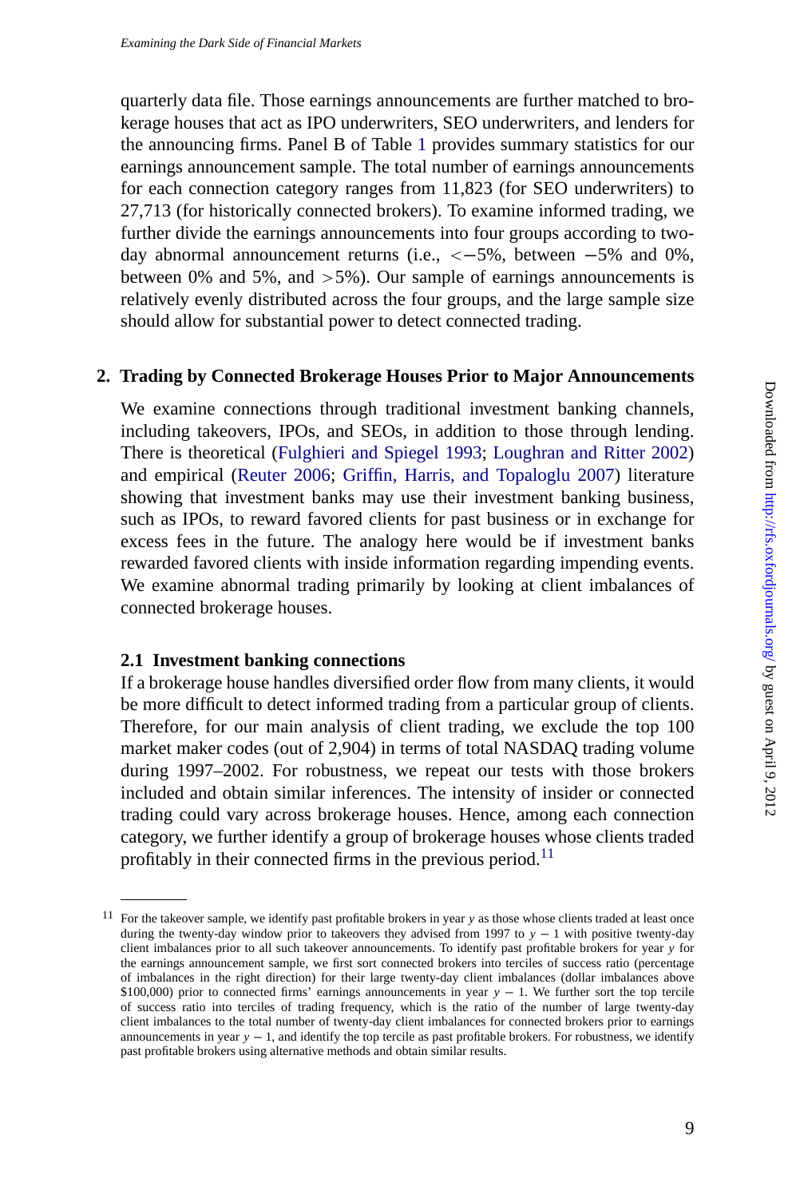quarterly data file. Those earnings announcements are further matched to brokerage houses that act as IPO underwriters, SEO underwriters, and lenders for the announcing firms. Panel B of Table 1 provides summary statistics for our earnings announcement sample. The total number of earnings announcements for each connection category ranges from 11,823 (for SEO underwriters) to 27,713 (for historically connected brokers). To examine informed trading, we further divide the earnings announcements into four groups according to two-day abnormal announcement returns (i.e., $<-5\%$, between $-5\%$ and 0%, between 0% and 5%, and $>5\%$). Our sample of earnings announcements is relatively evenly distributed across the four groups, and the large sample size should allow for substantial power to detect connected trading.

## 2. Trading by Connected Brokerage Houses Prior to Major Announcements

We examine connections through traditional investment banking channels, including takeovers, IPOs, and SEOs, in addition to those through lending. There is theoretical (Fulghieri and Spiegel 1993; Loughran and Ritter 2002) and empirical (Reuter 2006; Griffin, Harris, and Topaloglu 2007) literature showing that investment banks may use their investment banking business, such as IPOs, to reward favored clients for past business or in exchange for excess fees in the future. The analogy here would be if investment banks rewarded favored clients with inside information regarding impending events. We examine abnormal trading primarily by looking at client imbalances of connected brokerage houses.

### 2.1 Investment banking connections

If a brokerage house handles diversified order flow from many clients, it would be more difficult to detect informed trading from a particular group of clients. Therefore, for our main analysis of client trading, we exclude the top 100 market maker codes (out of 2,904) in terms of total NASDAQ trading volume during 1997–2002. For robustness, we repeat our tests with those brokers included and obtain similar inferences. The intensity of insider or connected trading could vary across brokerage houses. Hence, among each connection category, we further identify a group of brokerage houses whose clients traded profitably in their connected firms in the previous period.[11]

[11] For the takeover sample, we identify past profitable brokers in year $y$ as those whose clients traded at least once during the twenty-day window prior to takeovers they advised from 1997 to $y-1$ with positive twenty-day client imbalances prior to all such takeover announcements. To identify past profitable brokers for year $y$ for the earnings announcement sample, we first sort connected brokers into terciles of success ratio (percentage of imbalances in the right direction) for their large twenty-day client imbalances (dollar imbalances above \$100,000) prior to connected firms' earnings announcements in year $y-1$. We further sort the top tercile of success ratio into terciles of trading frequency, which is the ratio of the number of large twenty-day client imbalances to the total number of twenty-day client imbalances for connected brokers prior to earnings announcements in year $y-1$, and identify the top tercile as past profitable brokers. For robustness, we identify past profitable brokers using alternative methods and obtain similar results.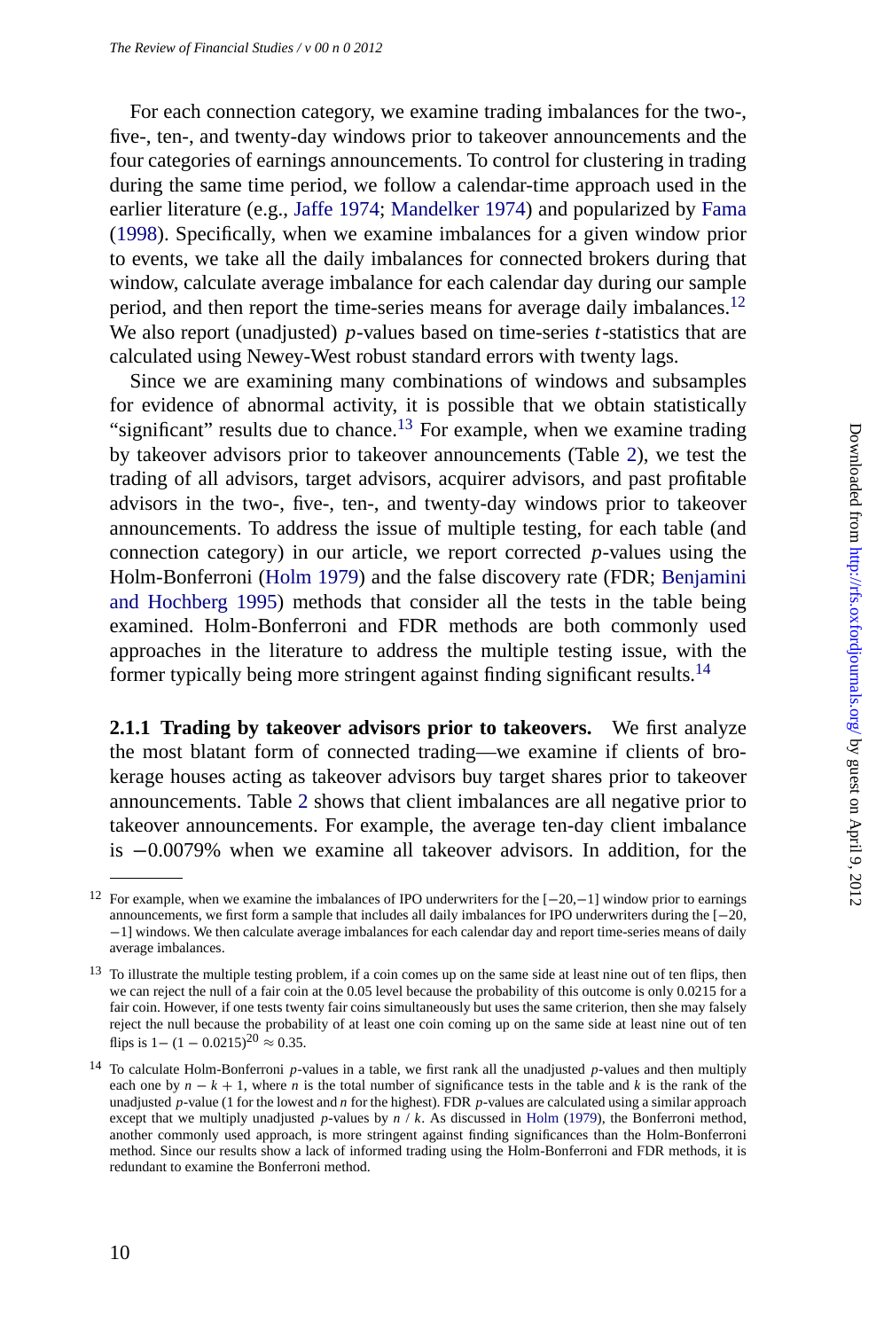For each connection category, we examine trading imbalances for the two-, five-, ten-, and twenty-day windows prior to takeover announcements and the four categories of earnings announcements. To control for clustering in trading during the same time period, we follow a calendar-time approach used in the earlier literature (e.g., Jaffe 1974; Mandelker 1974) and popularized by Fama (1998). Specifically, when we examine imbalances for a given window prior to events, we take all the daily imbalances for connected brokers during that window, calculate average imbalance for each calendar day during our sample period, and then report the time-series means for average daily imbalances.[12] We also report (unadjusted) $p$-values based on time-series $t$-statistics that are calculated using Newey-West robust standard errors with twenty lags.

Since we are examining many combinations of windows and subsamples for evidence of abnormal activity, it is possible that we obtain statistically "significant" results due to chance.[13] For example, when we examine trading by takeover advisors prior to takeover announcements (Table 2), we test the trading of all advisors, target advisors, acquirer advisors, and past profitable advisors in the two-, five-, ten-, and twenty-day windows prior to takeover announcements. To address the issue of multiple testing, for each table (and connection category) in our article, we report corrected $p$-values using the Holm-Bonferroni (Holm 1979) and the false discovery rate (FDR; Benjamini and Hochberg 1995) methods that consider all the tests in the table being examined. Holm-Bonferroni and FDR methods are both commonly used approaches in the literature to address the multiple testing issue, with the former typically being more stringent against finding significant results.[14]

**2.1.1 Trading by takeover advisors prior to takeovers.** We first analyze the most blatant form of connected trading—we examine if clients of brokerage houses acting as takeover advisors buy target shares prior to takeover announcements. Table 2 shows that client imbalances are all negative prior to takeover announcements. For example, the average ten-day client imbalance is $-0.0079\%$ when we examine all takeover advisors. In addition, for the

---

[12] For example, when we examine the imbalances of IPO underwriters for the $[-20, -1]$ window prior to earnings announcements, we first form a sample that includes all daily imbalances for IPO underwriters during the $[-20, -1]$ windows. We then calculate average imbalances for each calendar day and report time-series means of daily average imbalances.

[13] To illustrate the multiple testing problem, if a coin comes up on the same side at least nine out of ten flips, then we can reject the null of a fair coin at the 0.05 level because the probability of this outcome is only 0.0215 for a fair coin. However, if one tests twenty fair coins simultaneously but uses the same criterion, then she may falsely reject the null because the probability of at least one coin coming up on the same side at least nine out of ten flips is $1-(1-0.0215)^{20} \approx 0.35$.

[14] To calculate Holm-Bonferroni $p$-values in a table, we first rank all the unadjusted $p$-values and then multiply each one by $n-k+1$, where $n$ is the total number of significance tests in the table and $k$ is the rank of the unadjusted $p$-value (1 for the lowest and $n$ for the highest). FDR $p$-values are calculated using a similar approach except that we multiply unadjusted $p$-values by $n/k$. As discussed in Holm (1979), the Bonferroni method, another commonly used approach, is more stringent against finding significances than the Holm-Bonferroni method. Since our results show a lack of informed trading using the Holm-Bonferroni and FDR methods, it is redundant to examine the Bonferroni method.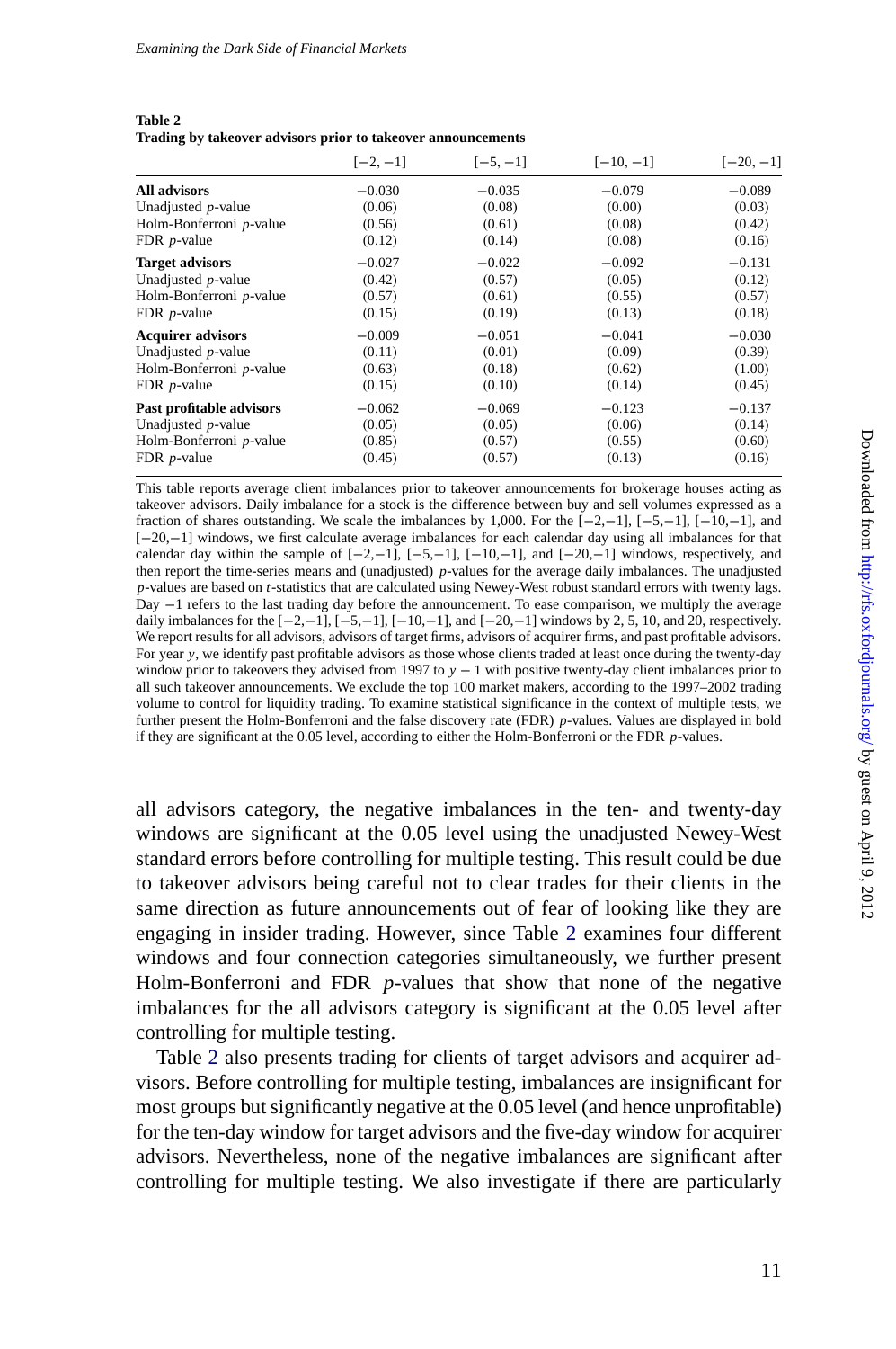**Table 2**
**Trading by takeover advisors prior to takeover announcements**

| | $[-2,-1]$ | $[-5,-1]$ | $[-10,-1]$ | $[-20,-1]$ |
|---|---|---|---|---|
| **All advisors** | −0.030 | −0.035 | −0.079 | −0.089 |
| Unadjusted *p*-value | (0.06) | (0.08) | (0.00) | (0.03) |
| Holm-Bonferroni *p*-value | (0.56) | (0.61) | (0.08) | (0.42) |
| FDR *p*-value | (0.12) | (0.14) | (0.08) | (0.16) |
| **Target advisors** | −0.027 | −0.022 | −0.092 | −0.131 |
| Unadjusted *p*-value | (0.42) | (0.57) | (0.05) | (0.12) |
| Holm-Bonferroni *p*-value | (0.57) | (0.61) | (0.55) | (0.57) |
| FDR *p*-value | (0.15) | (0.19) | (0.13) | (0.18) |
| **Acquirer advisors** | −0.009 | −0.051 | −0.041 | −0.030 |
| Unadjusted *p*-value | (0.11) | (0.01) | (0.09) | (0.39) |
| Holm-Bonferroni *p*-value | (0.63) | (0.18) | (0.62) | (1.00) |
| FDR *p*-value | (0.15) | (0.10) | (0.14) | (0.45) |
| **Past profitable advisors** | −0.062 | −0.069 | −0.123 | −0.137 |
| Unadjusted *p*-value | (0.05) | (0.05) | (0.06) | (0.14) |
| Holm-Bonferroni *p*-value | (0.85) | (0.57) | (0.55) | (0.60) |
| FDR *p*-value | (0.45) | (0.57) | (0.13) | (0.16) |

This table reports average client imbalances prior to takeover announcements for brokerage houses acting as takeover advisors. Daily imbalance for a stock is the difference between buy and sell volumes expressed as a fraction of shares outstanding. We scale the imbalances by 1,000. For the $[-2,-1]$, $[-5,-1]$, $[-10,-1]$, and $[-20,-1]$ windows, we first calculate average imbalances for each calendar day using all imbalances for that calendar day within the sample of $[-2,-1]$, $[-5,-1]$, $[-10,-1]$, and $[-20,-1]$ windows, respectively, and then report the time-series means and (unadjusted) *p*-values for the average daily imbalances. The unadjusted *p*-values are based on *t*-statistics that are calculated using Newey-West robust standard errors with twenty lags. Day $-1$ refers to the last trading day before the announcement. To ease comparison, we multiply the average daily imbalances for the $[-2,-1]$, $[-5,-1]$, $[-10,-1]$, and $[-20,-1]$ windows by 2, 5, 10, and 20, respectively. We report results for all advisors, advisors of target firms, advisors of acquirer firms, and past profitable advisors. For year $y$, we identify past profitable advisors as those whose clients traded at least once during the twenty-day window prior to takeovers they advised from 1997 to $y-1$ with positive twenty-day client imbalances prior to all such takeover announcements. We exclude the top 100 market makers, according to the 1997–2002 trading volume to control for liquidity trading. To examine statistical significance in the context of multiple tests, we further present the Holm-Bonferroni and the false discovery rate (FDR) *p*-values. Values are displayed in bold if they are significant at the 0.05 level, according to either the Holm-Bonferroni or the FDR *p*-values.

all advisors category, the negative imbalances in the ten- and twenty-day windows are significant at the 0.05 level using the unadjusted Newey-West standard errors before controlling for multiple testing. This result could be due to takeover advisors being careful not to clear trades for their clients in the same direction as future announcements out of fear of looking like they are engaging in insider trading. However, since Table 2 examines four different windows and four connection categories simultaneously, we further present Holm-Bonferroni and FDR *p*-values that show that none of the negative imbalances for the all advisors category is significant at the 0.05 level after controlling for multiple testing.

Table 2 also presents trading for clients of target advisors and acquirer advisors. Before controlling for multiple testing, imbalances are insignificant for most groups but significantly negative at the 0.05 level (and hence unprofitable) for the ten-day window for target advisors and the five-day window for acquirer advisors. Nevertheless, none of the negative imbalances are significant after controlling for multiple testing. We also investigate if there are particularly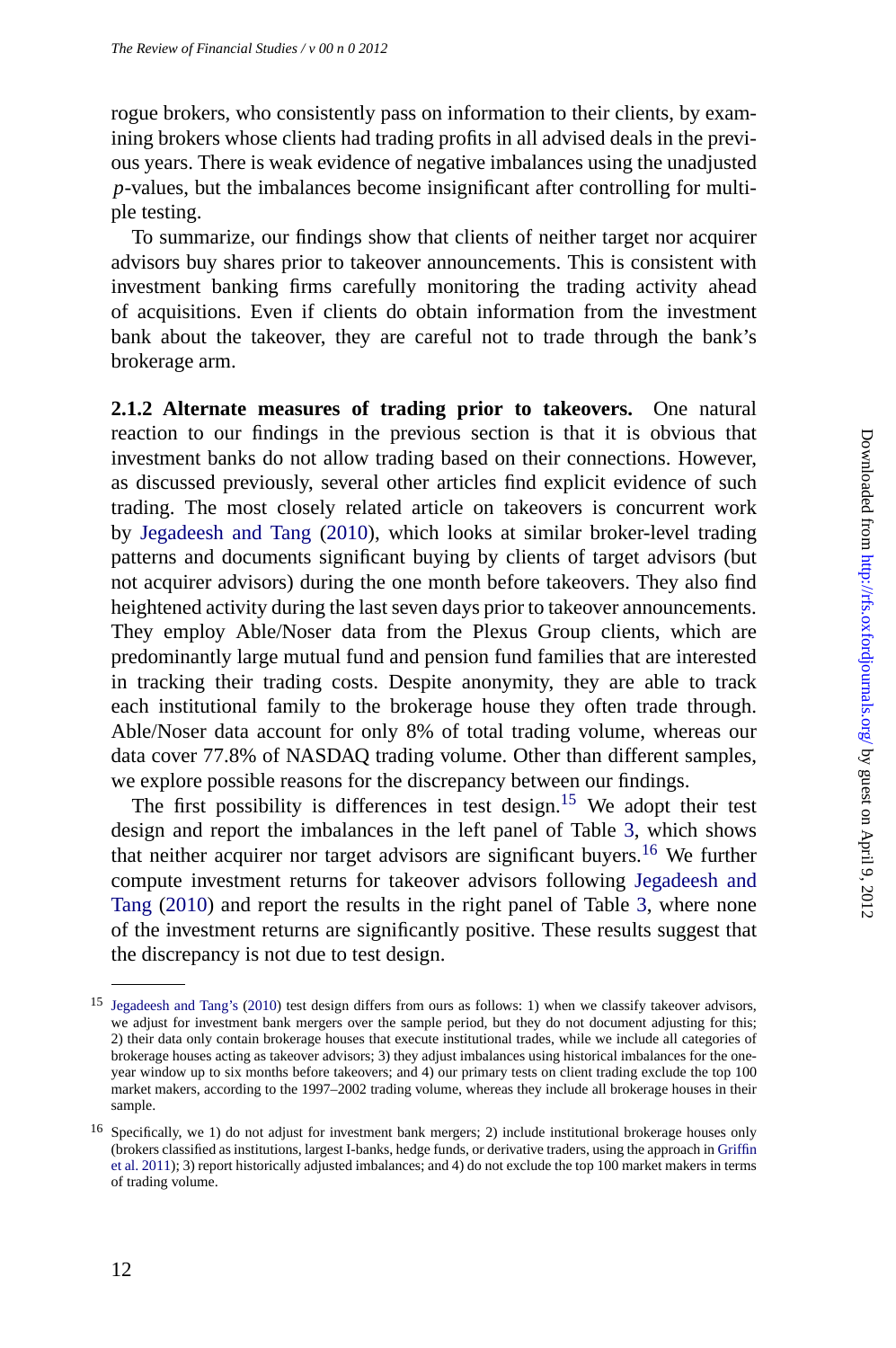rogue brokers, who consistently pass on information to their clients, by examining brokers whose clients had trading profits in all advised deals in the previous years. There is weak evidence of negative imbalances using the unadjusted $p$-values, but the imbalances become insignificant after controlling for multiple testing.

To summarize, our findings show that clients of neither target nor acquirer advisors buy shares prior to takeover announcements. This is consistent with investment banking firms carefully monitoring the trading activity ahead of acquisitions. Even if clients do obtain information from the investment bank about the takeover, they are careful not to trade through the bank's brokerage arm.

**2.1.2 Alternate measures of trading prior to takeovers.** One natural reaction to our findings in the previous section is that it is obvious that investment banks do not allow trading based on their connections. However, as discussed previously, several other articles find explicit evidence of such trading. The most closely related article on takeovers is concurrent work by Jegadeesh and Tang (2010), which looks at similar broker-level trading patterns and documents significant buying by clients of target advisors (but not acquirer advisors) during the one month before takeovers. They also find heightened activity during the last seven days prior to takeover announcements. They employ Able/Noser data from the Plexus Group clients, which are predominantly large mutual fund and pension fund families that are interested in tracking their trading costs. Despite anonymity, they are able to track each institutional family to the brokerage house they often trade through. Able/Noser data account for only 8% of total trading volume, whereas our data cover 77.8% of NASDAQ trading volume. Other than different samples, we explore possible reasons for the discrepancy between our findings.

The first possibility is differences in test design.[15] We adopt their test design and report the imbalances in the left panel of Table 3, which shows that neither acquirer nor target advisors are significant buyers.[16] We further compute investment returns for takeover advisors following Jegadeesh and Tang (2010) and report the results in the right panel of Table 3, where none of the investment returns are significantly positive. These results suggest that the discrepancy is not due to test design.

---

[15] Jegadeesh and Tang's (2010) test design differs from ours as follows: 1) when we classify takeover advisors, we adjust for investment bank mergers over the sample period, but they do not document adjusting for this; 2) their data only contain brokerage houses that execute institutional trades, while we include all categories of brokerage houses acting as takeover advisors; 3) they adjust imbalances using historical imbalances for the one-year window up to six months before takeovers; and 4) our primary tests on client trading exclude the top 100 market makers, according to the 1997–2002 trading volume, whereas they include all brokerage houses in their sample.

[16] Specifically, we 1) do not adjust for investment bank mergers; 2) include institutional brokerage houses only (brokers classified as institutions, largest I-banks, hedge funds, or derivative traders, using the approach in Griffin et al. 2011); 3) report historically adjusted imbalances; and 4) do not exclude the top 100 market makers in terms of trading volume.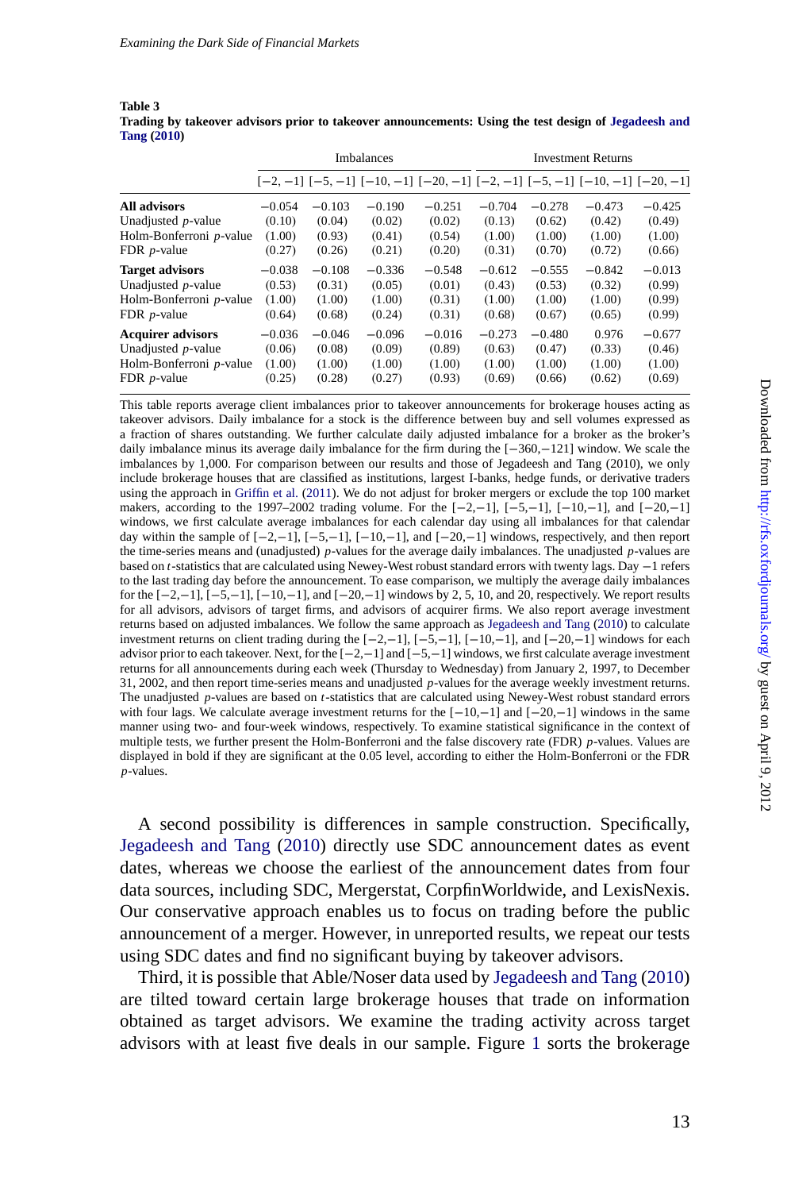**Table 3**
**Trading by takeover advisors prior to takeover announcements: Using the test design of Jegadeesh and Tang (2010)**

| | Imbalances | | | | Investment Returns | | | |
|---|---|---|---|---|---|---|---|---|
| | [−2, −1] | [−5, −1] | [−10, −1] | [−20, −1] | [−2, −1] | [−5, −1] | [−10, −1] | [−20, −1] |
| **All advisors** | −0.054 | −0.103 | −0.190 | −0.251 | −0.704 | −0.278 | −0.473 | −0.425 |
| Unadjusted *p*-value | (0.10) | (0.04) | (0.02) | (0.02) | (0.13) | (0.62) | (0.42) | (0.49) |
| Holm-Bonferroni *p*-value | (1.00) | (0.93) | (0.41) | (0.54) | (1.00) | (1.00) | (1.00) | (1.00) |
| FDR *p*-value | (0.27) | (0.26) | (0.21) | (0.20) | (0.31) | (0.70) | (0.72) | (0.66) |
| **Target advisors** | −0.038 | −0.108 | −0.336 | −0.548 | −0.612 | −0.555 | −0.842 | −0.013 |
| Unadjusted *p*-value | (0.53) | (0.31) | (0.05) | (0.01) | (0.43) | (0.53) | (0.32) | (0.99) |
| Holm-Bonferroni *p*-value | (1.00) | (1.00) | (1.00) | (0.31) | (1.00) | (1.00) | (1.00) | (0.99) |
| FDR *p*-value | (0.64) | (0.68) | (0.24) | (0.31) | (0.68) | (0.67) | (0.65) | (0.99) |
| **Acquirer advisors** | −0.036 | −0.046 | −0.096 | −0.016 | −0.273 | −0.480 | 0.976 | −0.677 |
| Unadjusted *p*-value | (0.06) | (0.08) | (0.09) | (0.89) | (0.63) | (0.47) | (0.33) | (0.46) |
| Holm-Bonferroni *p*-value | (1.00) | (1.00) | (1.00) | (1.00) | (1.00) | (1.00) | (1.00) | (1.00) |
| FDR *p*-value | (0.25) | (0.28) | (0.27) | (0.93) | (0.69) | (0.66) | (0.62) | (0.69) |

This table reports average client imbalances prior to takeover announcements for brokerage houses acting as takeover advisors. Daily imbalance for a stock is the difference between buy and sell volumes expressed as a fraction of shares outstanding. We further calculate daily adjusted imbalance for a broker as the broker's daily imbalance minus its average daily imbalance for the firm during the [−360,−121] window. We scale the imbalances by 1,000. For comparison between our results and those of Jegadeesh and Tang (2010), we only include brokerage houses that are classified as institutions, largest I-banks, hedge funds, or derivative traders using the approach in Griffin et al. (2011). We do not adjust for broker mergers or exclude the top 100 market makers, according to the 1997–2002 trading volume. For the [−2,−1], [−5,−1], [−10,−1], and [−20,−1] windows, we first calculate average imbalances for each calendar day using all imbalances for that calendar day within the sample of [−2,−1], [−5,−1], [−10,−1], and [−20,−1] windows, respectively, and then report the time-series means and (unadjusted) *p*-values for the average daily imbalances. The unadjusted *p*-values are based on *t*-statistics that are calculated using Newey-West robust standard errors with twenty lags. Day −1 refers to the last trading day before the announcement. To ease comparison, we multiply the average daily imbalances for the [−2,−1], [−5,−1], [−10,−1], and [−20,−1] windows by 2, 5, 10, and 20, respectively. We report results for all advisors, advisors of target firms, and advisors of acquirer firms. We also report average investment returns based on adjusted imbalances. We follow the same approach as Jegadeesh and Tang (2010) to calculate investment returns on client trading during the [−2,−1], [−5,−1], [−10,−1], and [−20,−1] windows for each advisor prior to each takeover. Next, for the [−2,−1] and [−5,−1] windows, we first calculate average investment returns for all announcements during each week (Thursday to Wednesday) from January 2, 1997, to December 31, 2002, and then report time-series means and unadjusted *p*-values for the average weekly investment returns. The unadjusted *p*-values are based on *t*-statistics that are calculated using Newey-West robust standard errors with four lags. We calculate average investment returns for the [−10,−1] and [−20,−1] windows in the same manner using two- and four-week windows, respectively. To examine statistical significance in the context of multiple tests, we further present the Holm-Bonferroni and the false discovery rate (FDR) *p*-values. Values are displayed in bold if they are significant at the 0.05 level, according to either the Holm-Bonferroni or the FDR *p*-values.

A second possibility is differences in sample construction. Specifically, Jegadeesh and Tang (2010) directly use SDC announcement dates as event dates, whereas we choose the earliest of the announcement dates from four data sources, including SDC, Mergerstat, CorpfinWorldwide, and LexisNexis. Our conservative approach enables us to focus on trading before the public announcement of a merger. However, in unreported results, we repeat our tests using SDC dates and find no significant buying by takeover advisors.

Third, it is possible that Able/Noser data used by Jegadeesh and Tang (2010) are tilted toward certain large brokerage houses that trade on information obtained as target advisors. We examine the trading activity across target advisors with at least five deals in our sample. Figure 1 sorts the brokerage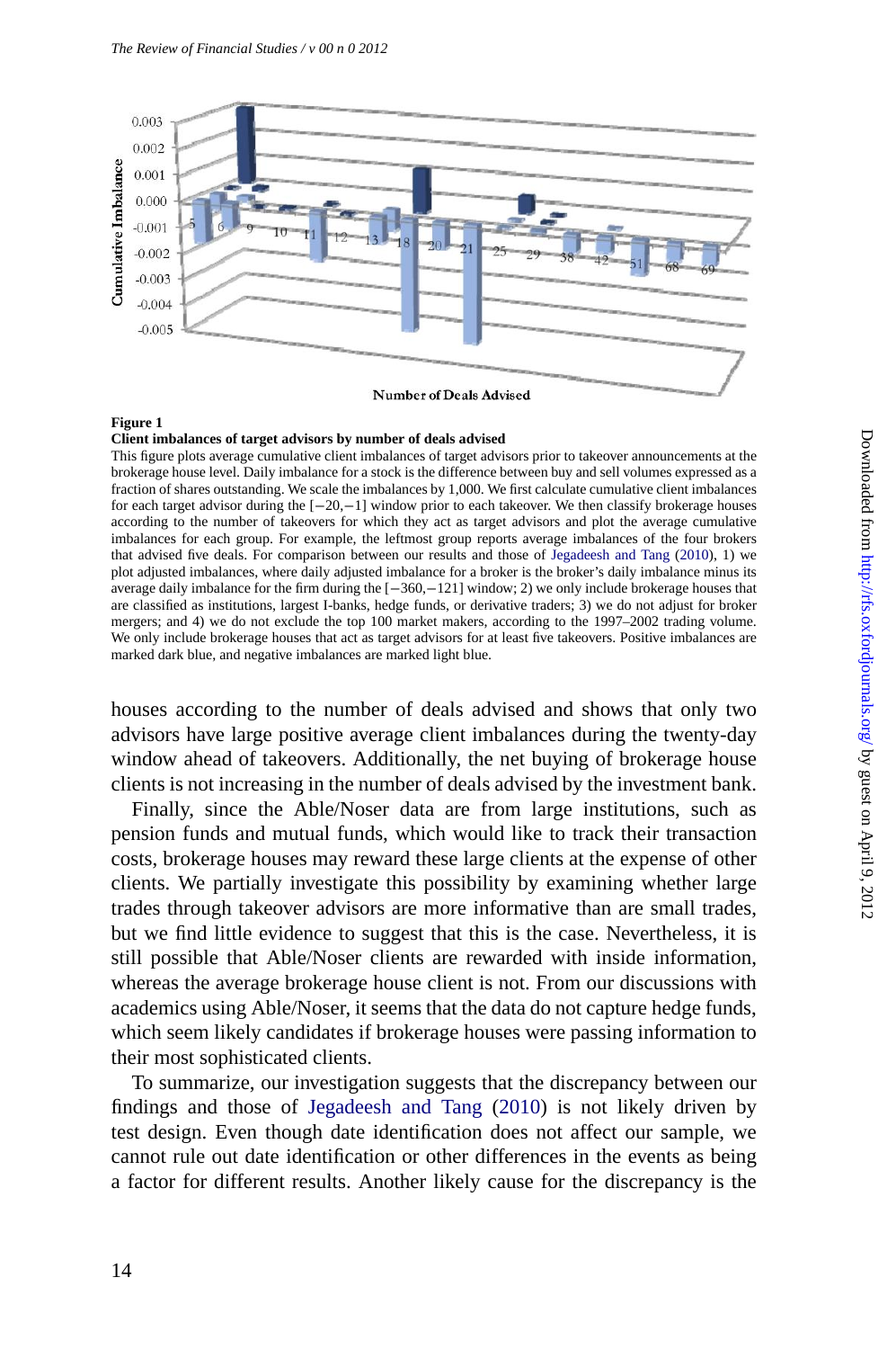0.003
0.002
0.001
0.000
-0.001
-0.002
-0.003
-0.004
-0.005

Cumulative Imbalance

5 6 9 10 11 12 13 18 20 21 25 29 38 42 51 68 69

Number of Deals Advised

**Figure 1**
**Client imbalances of target advisors by number of deals advised**
This figure plots average cumulative client imbalances of target advisors prior to takeover announcements at the brokerage house level. Daily imbalance for a stock is the difference between buy and sell volumes expressed as a fraction of shares outstanding. We scale the imbalances by 1,000. We first calculate cumulative client imbalances for each target advisor during the $[-20,-1]$ window prior to each takeover. We then classify brokerage houses according to the number of takeovers for which they act as target advisors and plot the average cumulative imbalances for each group. For example, the leftmost group reports average imbalances of the four brokers that advised five deals. For comparison between our results and those of Jegadeesh and Tang (2010), 1) we plot adjusted imbalances, where daily adjusted imbalance for a broker is the broker's daily imbalance minus its average daily imbalance for the firm during the $[-360,-121]$ window; 2) we only include brokerage houses that are classified as institutions, largest I-banks, hedge funds, or derivative traders; 3) we do not adjust for broker mergers; and 4) we do not exclude the top 100 market makers, according to the 1997–2002 trading volume. We only include brokerage houses that act as target advisors for at least five takeovers. Positive imbalances are marked dark blue, and negative imbalances are marked light blue.

houses according to the number of deals advised and shows that only two advisors have large positive average client imbalances during the twenty-day window ahead of takeovers. Additionally, the net buying of brokerage house clients is not increasing in the number of deals advised by the investment bank.

Finally, since the Able/Noser data are from large institutions, such as pension funds and mutual funds, which would like to track their transaction costs, brokerage houses may reward these large clients at the expense of other clients. We partially investigate this possibility by examining whether large trades through takeover advisors are more informative than are small trades, but we find little evidence to suggest that this is the case. Nevertheless, it is still possible that Able/Noser clients are rewarded with inside information, whereas the average brokerage house client is not. From our discussions with academics using Able/Noser, it seems that the data do not capture hedge funds, which seem likely candidates if brokerage houses were passing information to their most sophisticated clients.

To summarize, our investigation suggests that the discrepancy between our findings and those of Jegadeesh and Tang (2010) is not likely driven by test design. Even though date identification does not affect our sample, we cannot rule out date identification or other differences in the events as being a factor for different results. Another likely cause for the discrepancy is the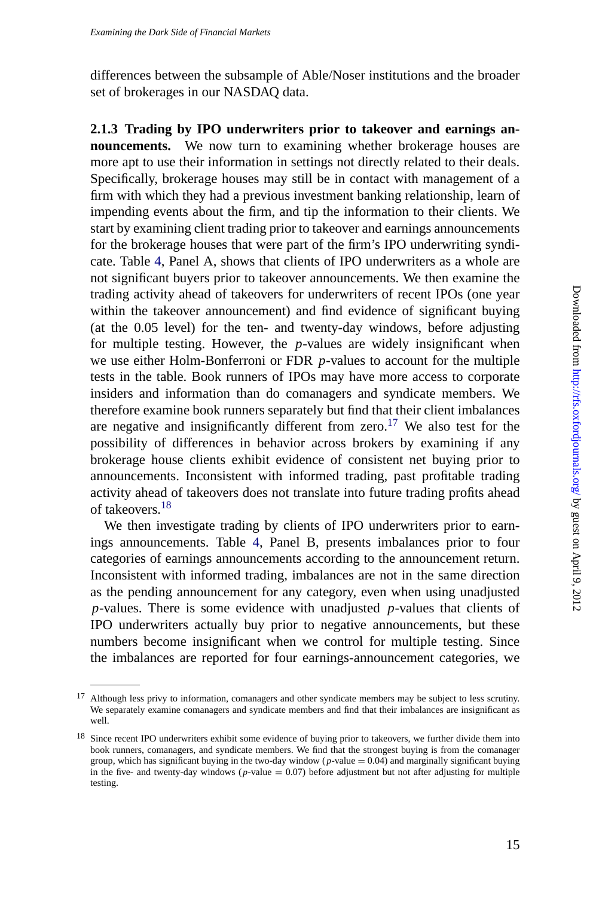differences between the subsample of Able/Noser institutions and the broader set of brokerages in our NASDAQ data.

**2.1.3 Trading by IPO underwriters prior to takeover and earnings announcements.** We now turn to examining whether brokerage houses are more apt to use their information in settings not directly related to their deals. Specifically, brokerage houses may still be in contact with management of a firm with which they had a previous investment banking relationship, learn of impending events about the firm, and tip the information to their clients. We start by examining client trading prior to takeover and earnings announcements for the brokerage houses that were part of the firm's IPO underwriting syndicate. Table 4, Panel A, shows that clients of IPO underwriters as a whole are not significant buyers prior to takeover announcements. We then examine the trading activity ahead of takeovers for underwriters of recent IPOs (one year within the takeover announcement) and find evidence of significant buying (at the 0.05 level) for the ten- and twenty-day windows, before adjusting for multiple testing. However, the *p*-values are widely insignificant when we use either Holm-Bonferroni or FDR *p*-values to account for the multiple tests in the table. Book runners of IPOs may have more access to corporate insiders and information than do comanagers and syndicate members. We therefore examine book runners separately but find that their client imbalances are negative and insignificantly different from zero.[17] We also test for the possibility of differences in behavior across brokers by examining if any brokerage house clients exhibit evidence of consistent net buying prior to announcements. Inconsistent with informed trading, past profitable trading activity ahead of takeovers does not translate into future trading profits ahead of takeovers.[18]

We then investigate trading by clients of IPO underwriters prior to earnings announcements. Table 4, Panel B, presents imbalances prior to four categories of earnings announcements according to the announcement return. Inconsistent with informed trading, imbalances are not in the same direction as the pending announcement for any category, even when using unadjusted *p*-values. There is some evidence with unadjusted *p*-values that clients of IPO underwriters actually buy prior to negative announcements, but these numbers become insignificant when we control for multiple testing. Since the imbalances are reported for four earnings-announcement categories, we

---

[17] Although less privy to information, comanagers and other syndicate members may be subject to less scrutiny. We separately examine comanagers and syndicate members and find that their imbalances are insignificant as well.

[18] Since recent IPO underwriters exhibit some evidence of buying prior to takeovers, we further divide them into book runners, comanagers, and syndicate members. We find that the strongest buying is from the comanager group, which has significant buying in the two-day window ($p$-value $= 0.04$) and marginally significant buying in the five- and twenty-day windows ($p$-value $= 0.07$) before adjustment but not after adjusting for multiple testing.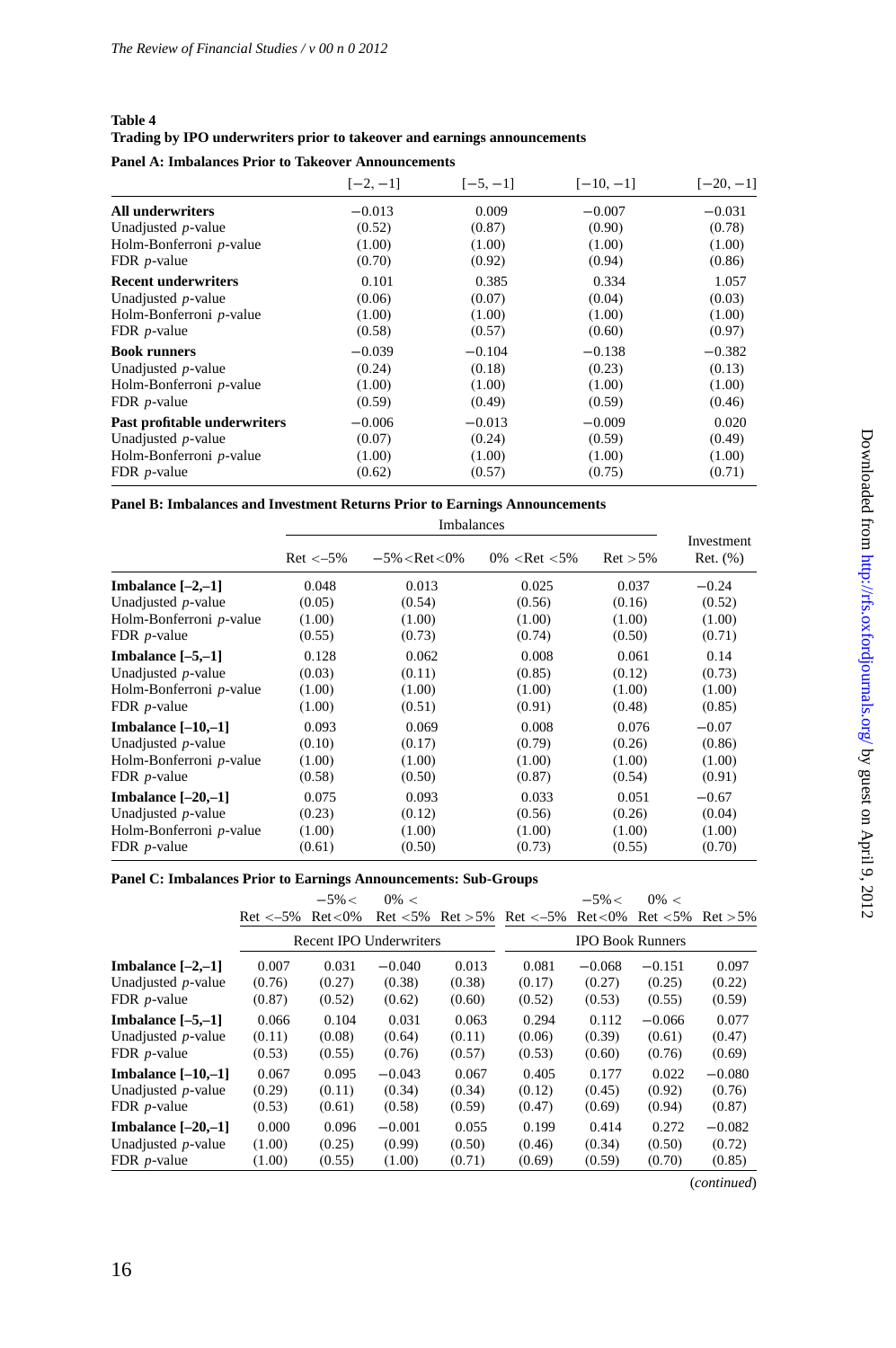**Table 4**
**Trading by IPO underwriters prior to takeover and earnings announcements**

**Panel A: Imbalances Prior to Takeover Announcements**

| | [−2, −1] | [−5, −1] | [−10, −1] | [−20, −1] |
|---|---|---|---|---|
| **All underwriters** | −0.013 | 0.009 | −0.007 | −0.031 |
| Unadjusted *p*-value | (0.52) | (0.87) | (0.90) | (0.78) |
| Holm-Bonferroni *p*-value | (1.00) | (1.00) | (1.00) | (1.00) |
| FDR *p*-value | (0.70) | (0.92) | (0.94) | (0.86) |
| **Recent underwriters** | 0.101 | 0.385 | 0.334 | 1.057 |
| Unadjusted *p*-value | (0.06) | (0.07) | (0.04) | (0.03) |
| Holm-Bonferroni *p*-value | (1.00) | (1.00) | (1.00) | (1.00) |
| FDR *p*-value | (0.58) | (0.57) | (0.60) | (0.97) |
| **Book runners** | −0.039 | −0.104 | −0.138 | −0.382 |
| Unadjusted *p*-value | (0.24) | (0.18) | (0.23) | (0.13) |
| Holm-Bonferroni *p*-value | (1.00) | (1.00) | (1.00) | (1.00) |
| FDR *p*-value | (0.59) | (0.49) | (0.59) | (0.46) |
| **Past profitable underwriters** | −0.006 | −0.013 | −0.009 | 0.020 |
| Unadjusted *p*-value | (0.07) | (0.24) | (0.59) | (0.49) |
| Holm-Bonferroni *p*-value | (1.00) | (1.00) | (1.00) | (1.00) |
| FDR *p*-value | (0.62) | (0.57) | (0.75) | (0.71) |

**Panel B: Imbalances and Investment Returns Prior to Earnings Announcements**

| | Imbalances | | | | |
|---|---|---|---|---|---|
| | Ret <−5% | −5%<Ret<0% | 0% <Ret <5% | Ret >5% | Investment Ret. (%) |
| **Imbalance [–2,–1]** | 0.048 | 0.013 | 0.025 | 0.037 | −0.24 |
| Unadjusted *p*-value | (0.05) | (0.54) | (0.56) | (0.16) | (0.52) |
| Holm-Bonferroni *p*-value | (1.00) | (1.00) | (1.00) | (1.00) | (1.00) |
| FDR *p*-value | (0.55) | (0.73) | (0.74) | (0.50) | (0.71) |
| **Imbalance [–5,–1]** | 0.128 | 0.062 | 0.008 | 0.061 | 0.14 |
| Unadjusted *p*-value | (0.03) | (0.11) | (0.85) | (0.12) | (0.73) |
| Holm-Bonferroni *p*-value | (1.00) | (1.00) | (1.00) | (1.00) | (1.00) |
| FDR *p*-value | (1.00) | (0.51) | (0.91) | (0.48) | (0.85) |
| **Imbalance [–10,–1]** | 0.093 | 0.069 | 0.008 | 0.076 | −0.07 |
| Unadjusted *p*-value | (0.10) | (0.17) | (0.79) | (0.26) | (0.86) |
| Holm-Bonferroni *p*-value | (1.00) | (1.00) | (1.00) | (1.00) | (1.00) |
| FDR *p*-value | (0.58) | (0.50) | (0.87) | (0.54) | (0.91) |
| **Imbalance [–20,–1]** | 0.075 | 0.093 | 0.033 | 0.051 | −0.67 |
| Unadjusted *p*-value | (0.23) | (0.12) | (0.56) | (0.26) | (0.04) |
| Holm-Bonferroni *p*-value | (1.00) | (1.00) | (1.00) | (1.00) | (1.00) |
| FDR *p*-value | (0.61) | (0.50) | (0.73) | (0.55) | (0.70) |

**Panel C: Imbalances Prior to Earnings Announcements: Sub-Groups**

| | Ret <–5% | −5%< Ret<0% | 0% < Ret <5% | Ret >5% | Ret <–5% | −5%< Ret<0% | 0% < Ret <5% | Ret >5% |
|---|---|---|---|---|---|---|---|---|
| | Recent IPO Underwriters | | | | IPO Book Runners | | | |
| **Imbalance [–2,–1]** | 0.007 | 0.031 | −0.040 | 0.013 | 0.081 | −0.068 | −0.151 | 0.097 |
| Unadjusted *p*-value | (0.76) | (0.27) | (0.38) | (0.38) | (0.17) | (0.27) | (0.25) | (0.22) |
| FDR *p*-value | (0.87) | (0.52) | (0.62) | (0.60) | (0.52) | (0.53) | (0.55) | (0.59) |
| **Imbalance [–5,–1]** | 0.066 | 0.104 | 0.031 | 0.063 | 0.294 | 0.112 | −0.066 | 0.077 |
| Unadjusted *p*-value | (0.11) | (0.08) | (0.64) | (0.11) | (0.06) | (0.39) | (0.61) | (0.47) |
| FDR *p*-value | (0.53) | (0.55) | (0.76) | (0.57) | (0.53) | (0.60) | (0.76) | (0.69) |
| **Imbalance [–10,–1]** | 0.067 | 0.095 | −0.043 | 0.067 | 0.405 | 0.177 | 0.022 | −0.080 |
| Unadjusted *p*-value | (0.29) | (0.11) | (0.34) | (0.34) | (0.12) | (0.45) | (0.92) | (0.76) |
| FDR *p*-value | (0.53) | (0.61) | (0.58) | (0.59) | (0.47) | (0.69) | (0.94) | (0.87) |
| **Imbalance [–20,–1]** | 0.000 | 0.096 | −0.001 | 0.055 | 0.199 | 0.414 | 0.272 | −0.082 |
| Unadjusted *p*-value | (1.00) | (0.25) | (0.99) | (0.50) | (0.46) | (0.34) | (0.50) | (0.72) |
| FDR *p*-value | (1.00) | (0.55) | (1.00) | (0.71) | (0.69) | (0.59) | (0.70) | (0.85) |

(*continued*)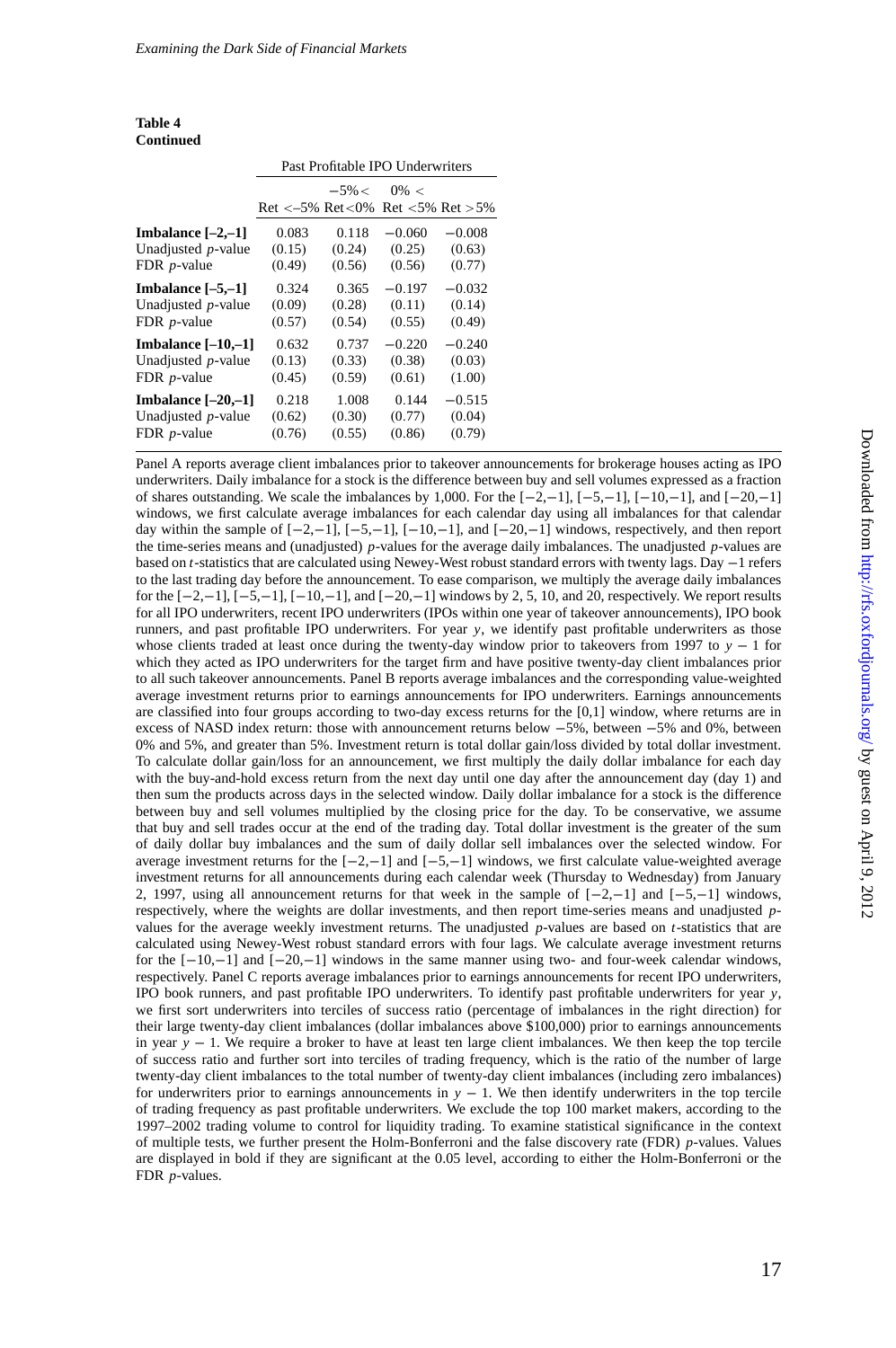**Table 4**
**Continued**

| | Past Profitable IPO Underwriters | | | |
|---|---|---|---|---|
| | Ret <–5% | −5%< Ret<0% | 0% < Ret <5% | Ret >5% |
| **Imbalance [–2,–1]** | 0.083 | 0.118 | −0.060 | −0.008 |
| Unadjusted *p*-value | (0.15) | (0.24) | (0.25) | (0.63) |
| FDR *p*-value | (0.49) | (0.56) | (0.56) | (0.77) |
| **Imbalance [–5,–1]** | 0.324 | 0.365 | −0.197 | −0.032 |
| Unadjusted *p*-value | (0.09) | (0.28) | (0.11) | (0.14) |
| FDR *p*-value | (0.57) | (0.54) | (0.55) | (0.49) |
| **Imbalance [–10,–1]** | 0.632 | 0.737 | −0.220 | −0.240 |
| Unadjusted *p*-value | (0.13) | (0.33) | (0.38) | (0.03) |
| FDR *p*-value | (0.45) | (0.59) | (0.61) | (1.00) |
| **Imbalance [–20,–1]** | 0.218 | 1.008 | 0.144 | −0.515 |
| Unadjusted *p*-value | (0.62) | (0.30) | (0.77) | (0.04) |
| FDR *p*-value | (0.76) | (0.55) | (0.86) | (0.79) |

Panel A reports average client imbalances prior to takeover announcements for brokerage houses acting as IPO underwriters. Daily imbalance for a stock is the difference between buy and sell volumes expressed as a fraction of shares outstanding. We scale the imbalances by 1,000. For the [−2,−1], [−5,−1], [−10,−1], and [−20,−1] windows, we first calculate average imbalances for each calendar day using all imbalances for that calendar day within the sample of [−2,−1], [−5,−1], [−10,−1], and [−20,−1] windows, respectively, and then report the time-series means and (unadjusted) *p*-values for the average daily imbalances. The unadjusted *p*-values are based on *t*-statistics that are calculated using Newey-West robust standard errors with twenty lags. Day −1 refers to the last trading day before the announcement. To ease comparison, we multiply the average daily imbalances for the [−2,−1], [−5,−1], [−10,−1], and [−20,−1] windows by 2, 5, 10, and 20, respectively. We report results for all IPO underwriters, recent IPO underwriters (IPOs within one year of takeover announcements), IPO book runners, and past profitable IPO underwriters. For year *y*, we identify past profitable underwriters as those whose clients traded at least once during the twenty-day window prior to takeovers from 1997 to $y-1$ for which they acted as IPO underwriters for the target firm and have positive twenty-day client imbalances prior to all such takeover announcements. Panel B reports average imbalances and the corresponding value-weighted average investment returns prior to earnings announcements for IPO underwriters. Earnings announcements are classified into four groups according to two-day excess returns for the [0,1] window, where returns are in excess of NASD index return: those with announcement returns below −5%, between −5% and 0%, between 0% and 5%, and greater than 5%. Investment return is total dollar gain/loss divided by total dollar investment. To calculate dollar gain/loss for an announcement, we first multiply the daily dollar imbalance for each day with the buy-and-hold excess return from the next day until one day after the announcement day (day 1) and then sum the products across days in the selected window. Daily dollar imbalance for a stock is the difference between buy and sell volumes multiplied by the closing price for the day. To be conservative, we assume that buy and sell trades occur at the end of the trading day. Total dollar investment is the greater of the sum of daily dollar buy imbalances and the sum of daily dollar sell imbalances over the selected window. For average investment returns for the [−2,−1] and [−5,−1] windows, we first calculate value-weighted average investment returns for all announcements during each calendar week (Thursday to Wednesday) from January 2, 1997, using all announcement returns for that week in the sample of [−2,−1] and [−5,−1] windows, respectively, where the weights are dollar investments, and then report time-series means and unadjusted *p*-values for the average weekly investment returns. The unadjusted *p*-values are based on *t*-statistics that are calculated using Newey-West robust standard errors with four lags. We calculate average investment returns for the [−10,−1] and [−20,−1] windows in the same manner using two- and four-week calendar windows, respectively. Panel C reports average imbalances prior to earnings announcements for recent IPO underwriters, IPO book runners, and past profitable IPO underwriters. To identify past profitable underwriters for year *y*, we first sort underwriters into terciles of success ratio (percentage of imbalances in the right direction) for their large twenty-day client imbalances (dollar imbalances above $100,000) prior to earnings announcements in year $y-1$. We require a broker to have at least ten large client imbalances. We then keep the top tercile of success ratio and further sort into terciles of trading frequency, which is the ratio of the number of large twenty-day client imbalances to the total number of twenty-day client imbalances (including zero imbalances) for underwriters prior to earnings announcements in $y-1$. We then identify underwriters in the top tercile of trading frequency as past profitable underwriters. We exclude the top 100 market makers, according to the 1997–2002 trading volume to control for liquidity trading. To examine statistical significance in the context of multiple tests, we further present the Holm-Bonferroni and the false discovery rate (FDR) *p*-values. Values are displayed in bold if they are significant at the 0.05 level, according to either the Holm-Bonferroni or the FDR *p*-values.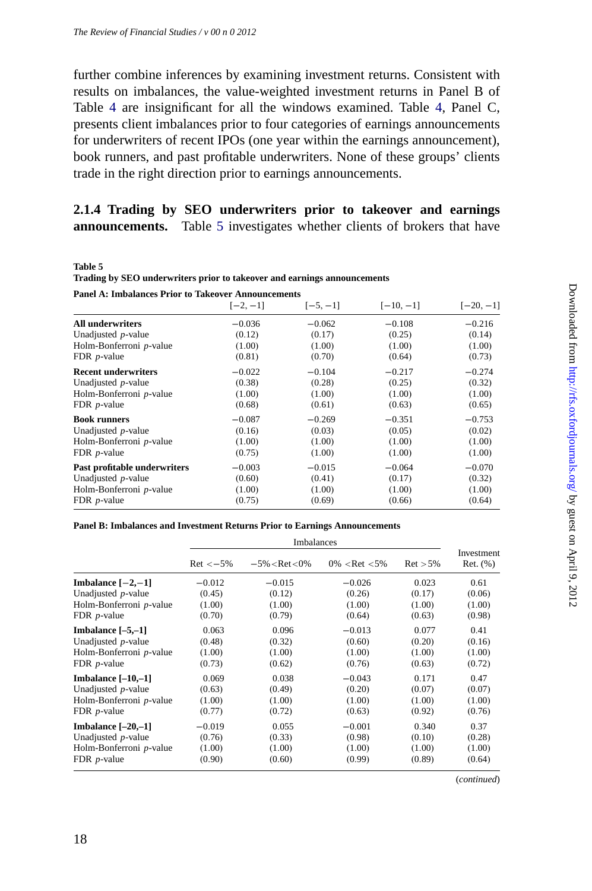further combine inferences by examining investment returns. Consistent with results on imbalances, the value-weighted investment returns in Panel B of Table 4 are insignificant for all the windows examined. Table 4, Panel C, presents client imbalances prior to four categories of earnings announcements for underwriters of recent IPOs (one year within the earnings announcement), book runners, and past profitable underwriters. None of these groups' clients trade in the right direction prior to earnings announcements.

### 2.1.4 Trading by SEO underwriters prior to takeover and earnings announcements.

Table 5 investigates whether clients of brokers that have

**Table 5**
**Trading by SEO underwriters prior to takeover and earnings announcements**

**Panel A: Imbalances Prior to Takeover Announcements**

| | [−2, −1] | [−5, −1] | [−10, −1] | [−20, −1] |
|---|---|---|---|---|
| **All underwriters** | −0.036 | −0.062 | −0.108 | −0.216 |
| Unadjusted *p*-value | (0.12) | (0.17) | (0.25) | (0.14) |
| Holm-Bonferroni *p*-value | (1.00) | (1.00) | (1.00) | (1.00) |
| FDR *p*-value | (0.81) | (0.70) | (0.64) | (0.73) |
| **Recent underwriters** | −0.022 | −0.104 | −0.217 | −0.274 |
| Unadjusted *p*-value | (0.38) | (0.28) | (0.25) | (0.32) |
| Holm-Bonferroni *p*-value | (1.00) | (1.00) | (1.00) | (1.00) |
| FDR *p*-value | (0.68) | (0.61) | (0.63) | (0.65) |
| **Book runners** | −0.087 | −0.269 | −0.351 | −0.753 |
| Unadjusted *p*-value | (0.16) | (0.03) | (0.05) | (0.02) |
| Holm-Bonferroni *p*-value | (1.00) | (1.00) | (1.00) | (1.00) |
| FDR *p*-value | (0.75) | (1.00) | (1.00) | (1.00) |
| **Past profitable underwriters** | −0.003 | −0.015 | −0.064 | −0.070 |
| Unadjusted *p*-value | (0.60) | (0.41) | (0.17) | (0.32) |
| Holm-Bonferroni *p*-value | (1.00) | (1.00) | (1.00) | (1.00) |
| FDR *p*-value | (0.75) | (0.69) | (0.66) | (0.64) |

**Panel B: Imbalances and Investment Returns Prior to Earnings Announcements**

| | Imbalances | | | | Investment Ret. (%) |
|---|---|---|---|---|---|
| | Ret < −5% | −5% < Ret < 0% | 0% < Ret < 5% | Ret > 5% | |
| **Imbalance [−2,−1]** | −0.012 | −0.015 | −0.026 | 0.023 | 0.61 |
| Unadjusted *p*-value | (0.45) | (0.12) | (0.26) | (0.17) | (0.06) |
| Holm-Bonferroni *p*-value | (1.00) | (1.00) | (1.00) | (1.00) | (1.00) |
| FDR *p*-value | (0.70) | (0.79) | (0.64) | (0.63) | (0.98) |
| **Imbalance [–5,–1]** | 0.063 | 0.096 | −0.013 | 0.077 | 0.41 |
| Unadjusted *p*-value | (0.48) | (0.32) | (0.60) | (0.20) | (0.16) |
| Holm-Bonferroni *p*-value | (1.00) | (1.00) | (1.00) | (1.00) | (1.00) |
| FDR *p*-value | (0.73) | (0.62) | (0.76) | (0.63) | (0.72) |
| **Imbalance [–10,–1]** | 0.069 | 0.038 | −0.043 | 0.171 | 0.47 |
| Unadjusted *p*-value | (0.63) | (0.49) | (0.20) | (0.07) | (0.07) |
| Holm-Bonferroni *p*-value | (1.00) | (1.00) | (1.00) | (1.00) | (1.00) |
| FDR *p*-value | (0.77) | (0.72) | (0.63) | (0.92) | (0.76) |
| **Imbalance [–20,–1]** | −0.019 | 0.055 | −0.001 | 0.340 | 0.37 |
| Unadjusted *p*-value | (0.76) | (0.33) | (0.98) | (0.10) | (0.28) |
| Holm-Bonferroni *p*-value | (1.00) | (1.00) | (1.00) | (1.00) | (1.00) |
| FDR *p*-value | (0.90) | (0.60) | (0.99) | (0.89) | (0.64) |

(*continued*)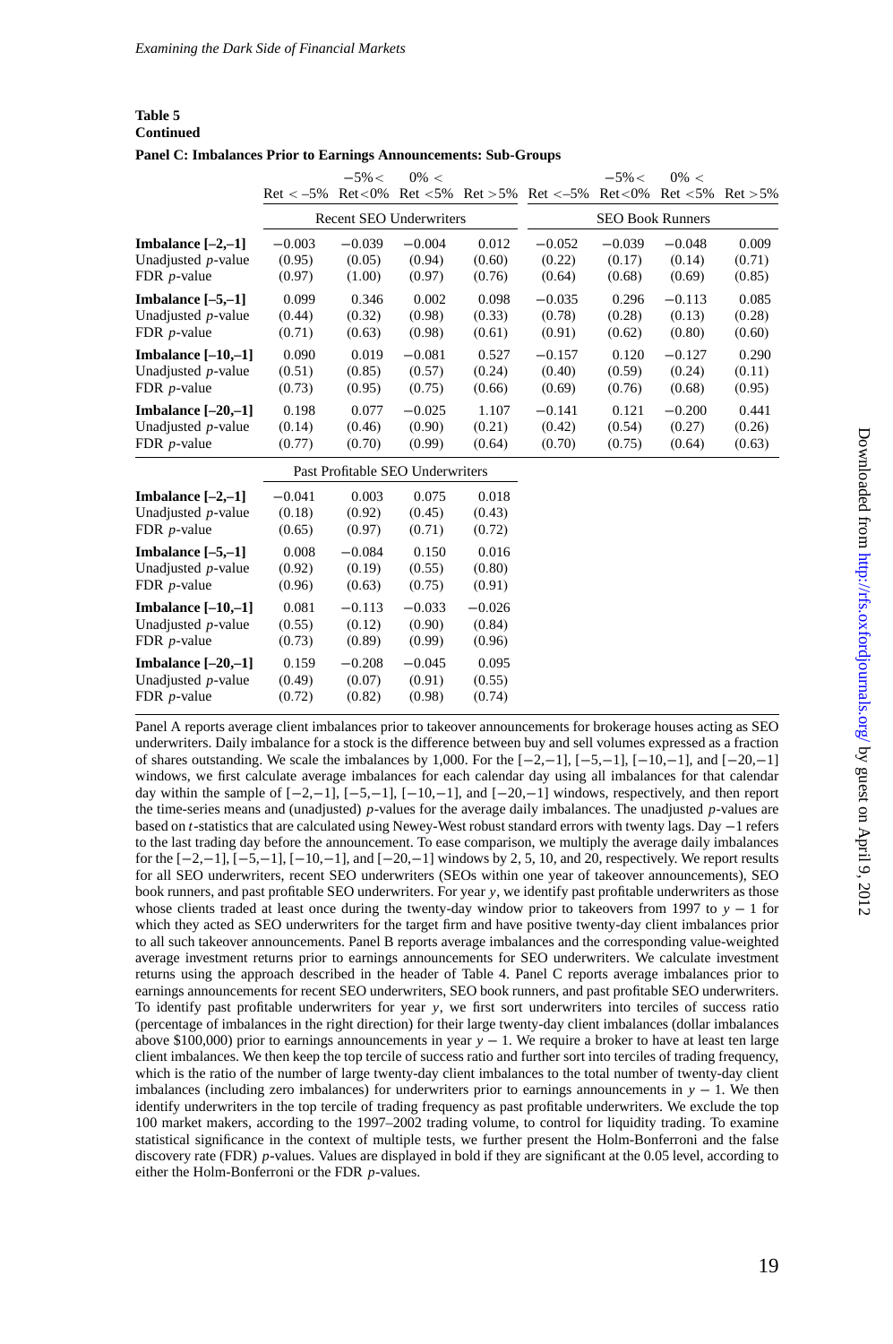**Table 5**
**Continued**

**Panel C: Imbalances Prior to Earnings Announcements: Sub-Groups**

| | Ret < −5% | −5% < Ret<0% | 0% < Ret <5% | Ret >5% | Ret <−5% | −5%< Ret<0% | 0% < Ret <5% | Ret >5% |
|---|---|---|---|---|---|---|---|---|
| | Recent SEO Underwriters | | | | SEO Book Runners | | | |
| **Imbalance [–2,–1]** | −0.003 | −0.039 | −0.004 | 0.012 | −0.052 | −0.039 | −0.048 | 0.009 |
| Unadjusted *p*-value | (0.95) | (0.05) | (0.94) | (0.60) | (0.22) | (0.17) | (0.14) | (0.71) |
| FDR *p*-value | (0.97) | (1.00) | (0.97) | (0.76) | (0.64) | (0.68) | (0.69) | (0.85) |
| **Imbalance [–5,–1]** | 0.099 | 0.346 | 0.002 | 0.098 | −0.035 | 0.296 | −0.113 | 0.085 |
| Unadjusted *p*-value | (0.44) | (0.32) | (0.98) | (0.33) | (0.78) | (0.28) | (0.13) | (0.28) |
| FDR *p*-value | (0.71) | (0.63) | (0.98) | (0.61) | (0.91) | (0.62) | (0.80) | (0.60) |
| **Imbalance [–10,–1]** | 0.090 | 0.019 | −0.081 | 0.527 | −0.157 | 0.120 | −0.127 | 0.290 |
| Unadjusted *p*-value | (0.51) | (0.85) | (0.57) | (0.24) | (0.40) | (0.59) | (0.24) | (0.11) |
| FDR *p*-value | (0.73) | (0.95) | (0.75) | (0.66) | (0.69) | (0.76) | (0.68) | (0.95) |
| **Imbalance [–20,–1]** | 0.198 | 0.077 | −0.025 | 1.107 | −0.141 | 0.121 | −0.200 | 0.441 |
| Unadjusted *p*-value | (0.14) | (0.46) | (0.90) | (0.21) | (0.42) | (0.54) | (0.27) | (0.26) |
| FDR *p*-value | (0.77) | (0.70) | (0.99) | (0.64) | (0.70) | (0.75) | (0.64) | (0.63) |
| | Past Profitable SEO Underwriters | | | | | | | |
| **Imbalance [–2,–1]** | −0.041 | 0.003 | 0.075 | 0.018 | | | | |
| Unadjusted *p*-value | (0.18) | (0.92) | (0.45) | (0.43) | | | | |
| FDR *p*-value | (0.65) | (0.97) | (0.71) | (0.72) | | | | |
| **Imbalance [–5,–1]** | 0.008 | −0.084 | 0.150 | 0.016 | | | | |
| Unadjusted *p*-value | (0.92) | (0.19) | (0.55) | (0.80) | | | | |
| FDR *p*-value | (0.96) | (0.63) | (0.75) | (0.91) | | | | |
| **Imbalance [–10,–1]** | 0.081 | −0.113 | −0.033 | −0.026 | | | | |
| Unadjusted *p*-value | (0.55) | (0.12) | (0.90) | (0.84) | | | | |
| FDR *p*-value | (0.73) | (0.89) | (0.99) | (0.96) | | | | |
| **Imbalance [–20,–1]** | 0.159 | −0.208 | −0.045 | 0.095 | | | | |
| Unadjusted *p*-value | (0.49) | (0.07) | (0.91) | (0.55) | | | | |
| FDR *p*-value | (0.72) | (0.82) | (0.98) | (0.74) | | | | |

Panel A reports average client imbalances prior to takeover announcements for brokerage houses acting as SEO underwriters. Daily imbalance for a stock is the difference between buy and sell volumes expressed as a fraction of shares outstanding. We scale the imbalances by 1,000. For the [−2,−1], [−5,−1], [−10,−1], and [−20,−1] windows, we first calculate average imbalances for each calendar day using all imbalances for that calendar day within the sample of [−2,−1], [−5,−1], [−10,−1], and [−20,−1] windows, respectively, and then report the time-series means and (unadjusted) *p*-values for the average daily imbalances. The unadjusted *p*-values are based on *t*-statistics that are calculated using Newey-West robust standard errors with twenty lags. Day −1 refers to the last trading day before the announcement. To ease comparison, we multiply the average daily imbalances for the [−2,−1], [−5,−1], [−10,−1], and [−20,−1] windows by 2, 5, 10, and 20, respectively. We report results for all SEO underwriters, recent SEO underwriters (SEOs within one year of takeover announcements), SEO book runners, and past profitable SEO underwriters. For year $y$, we identify past profitable underwriters as those whose clients traded at least once during the twenty-day window prior to takeovers from 1997 to $y-1$ for which they acted as SEO underwriters for the target firm and have positive twenty-day client imbalances prior to all such takeover announcements. Panel B reports average imbalances and the corresponding value-weighted average investment returns prior to earnings announcements for SEO underwriters. We calculate investment returns using the approach described in the header of Table 4. Panel C reports average imbalances prior to earnings announcements for recent SEO underwriters, SEO book runners, and past profitable SEO underwriters. To identify past profitable underwriters for year $y$, we first sort underwriters into terciles of success ratio (percentage of imbalances in the right direction) for their large twenty-day client imbalances (dollar imbalances above $100,000) prior to earnings announcements in year $y-1$. We require a broker to have at least ten large client imbalances. We then keep the top tercile of success ratio and further sort into terciles of trading frequency, which is the ratio of the number of large twenty-day client imbalances to the total number of twenty-day client imbalances (including zero imbalances) for underwriters prior to earnings announcements in $y-1$. We then identify underwriters in the top tercile of trading frequency as past profitable underwriters. We exclude the top 100 market makers, according to the 1997–2002 trading volume, to control for liquidity trading. To examine statistical significance in the context of multiple tests, we further present the Holm-Bonferroni and the false discovery rate (FDR) *p*-values. Values are displayed in bold if they are significant at the 0.05 level, according to either the Holm-Bonferroni or the FDR *p*-values.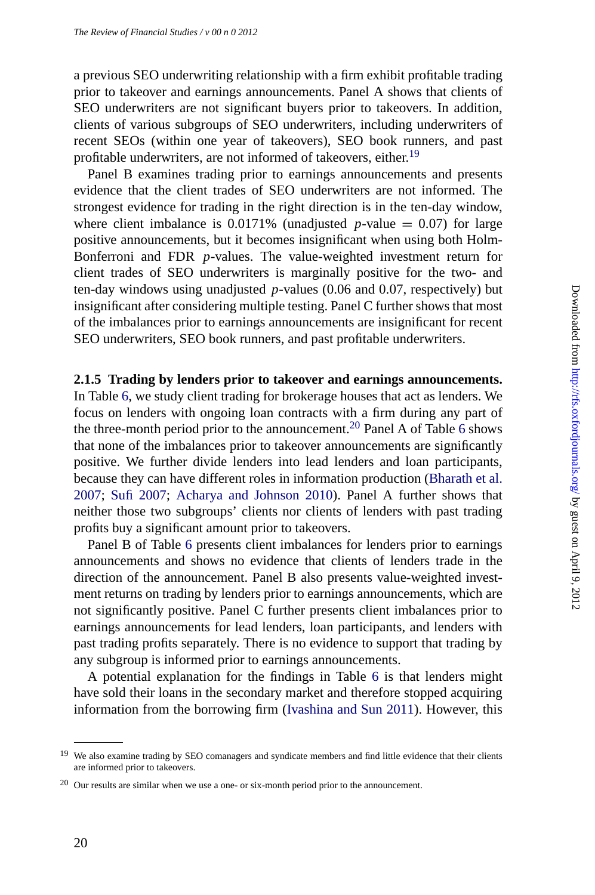a previous SEO underwriting relationship with a firm exhibit profitable trading prior to takeover and earnings announcements. Panel A shows that clients of SEO underwriters are not significant buyers prior to takeovers. In addition, clients of various subgroups of SEO underwriters, including underwriters of recent SEOs (within one year of takeovers), SEO book runners, and past profitable underwriters, are not informed of takeovers, either.[19]

Panel B examines trading prior to earnings announcements and presents evidence that the client trades of SEO underwriters are not informed. The strongest evidence for trading in the right direction is in the ten-day window, where client imbalance is 0.0171% (unadjusted $p$-value $= 0.07$) for large positive announcements, but it becomes insignificant when using both Holm-Bonferroni and FDR $p$-values. The value-weighted investment return for client trades of SEO underwriters is marginally positive for the two- and ten-day windows using unadjusted $p$-values (0.06 and 0.07, respectively) but insignificant after considering multiple testing. Panel C further shows that most of the imbalances prior to earnings announcements are insignificant for recent SEO underwriters, SEO book runners, and past profitable underwriters.

**2.1.5 Trading by lenders prior to takeover and earnings announcements.** In Table 6, we study client trading for brokerage houses that act as lenders. We focus on lenders with ongoing loan contracts with a firm during any part of the three-month period prior to the announcement.[20] Panel A of Table 6 shows that none of the imbalances prior to takeover announcements are significantly positive. We further divide lenders into lead lenders and loan participants, because they can have different roles in information production (Bharath et al. 2007; Sufi 2007; Acharya and Johnson 2010). Panel A further shows that neither those two subgroups' clients nor clients of lenders with past trading profits buy a significant amount prior to takeovers.

Panel B of Table 6 presents client imbalances for lenders prior to earnings announcements and shows no evidence that clients of lenders trade in the direction of the announcement. Panel B also presents value-weighted investment returns on trading by lenders prior to earnings announcements, which are not significantly positive. Panel C further presents client imbalances prior to earnings announcements for lead lenders, loan participants, and lenders with past trading profits separately. There is no evidence to support that trading by any subgroup is informed prior to earnings announcements.

A potential explanation for the findings in Table 6 is that lenders might have sold their loans in the secondary market and therefore stopped acquiring information from the borrowing firm (Ivashina and Sun 2011). However, this

---

[19] We also examine trading by SEO comanagers and syndicate members and find little evidence that their clients are informed prior to takeovers.

[20] Our results are similar when we use a one- or six-month period prior to the announcement.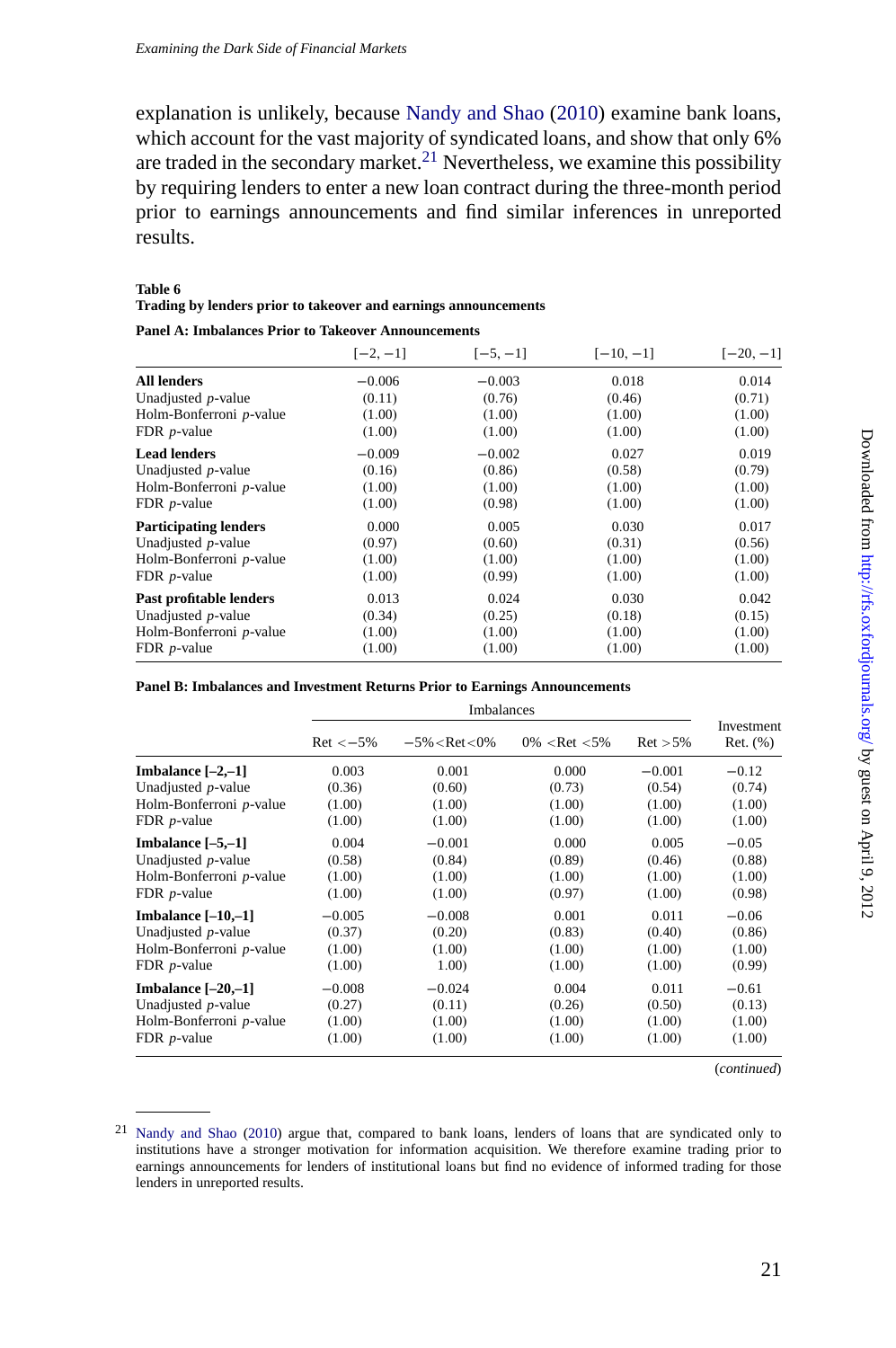explanation is unlikely, because Nandy and Shao (2010) examine bank loans, which account for the vast majority of syndicated loans, and show that only 6% are traded in the secondary market.[21] Nevertheless, we examine this possibility by requiring lenders to enter a new loan contract during the three-month period prior to earnings announcements and find similar inferences in unreported results.

**Table 6**
**Trading by lenders prior to takeover and earnings announcements**

**Panel A: Imbalances Prior to Takeover Announcements**

| | [−2, −1] | [−5, −1] | [−10, −1] | [−20, −1] |
|---|---|---|---|---|
| **All lenders** | −0.006 | −0.003 | 0.018 | 0.014 |
| Unadjusted *p*-value | (0.11) | (0.76) | (0.46) | (0.71) |
| Holm-Bonferroni *p*-value | (1.00) | (1.00) | (1.00) | (1.00) |
| FDR *p*-value | (1.00) | (1.00) | (1.00) | (1.00) |
| **Lead lenders** | −0.009 | −0.002 | 0.027 | 0.019 |
| Unadjusted *p*-value | (0.16) | (0.86) | (0.58) | (0.79) |
| Holm-Bonferroni *p*-value | (1.00) | (1.00) | (1.00) | (1.00) |
| FDR *p*-value | (1.00) | (0.98) | (1.00) | (1.00) |
| **Participating lenders** | 0.000 | 0.005 | 0.030 | 0.017 |
| Unadjusted *p*-value | (0.97) | (0.60) | (0.31) | (0.56) |
| Holm-Bonferroni *p*-value | (1.00) | (1.00) | (1.00) | (1.00) |
| FDR *p*-value | (1.00) | (0.99) | (1.00) | (1.00) |
| **Past profitable lenders** | 0.013 | 0.024 | 0.030 | 0.042 |
| Unadjusted *p*-value | (0.34) | (0.25) | (0.18) | (0.15) |
| Holm-Bonferroni *p*-value | (1.00) | (1.00) | (1.00) | (1.00) |
| FDR *p*-value | (1.00) | (1.00) | (1.00) | (1.00) |

**Panel B: Imbalances and Investment Returns Prior to Earnings Announcements**

| | Imbalances | | | | Investment Ret. (%) |
|---|---|---|---|---|---|
| | Ret <−5% | −5%<Ret<0% | 0% <Ret <5% | Ret >5% | |
| **Imbalance [–2,–1]** | 0.003 | 0.001 | 0.000 | −0.001 | −0.12 |
| Unadjusted *p*-value | (0.36) | (0.60) | (0.73) | (0.54) | (0.74) |
| Holm-Bonferroni *p*-value | (1.00) | (1.00) | (1.00) | (1.00) | (1.00) |
| FDR *p*-value | (1.00) | (1.00) | (1.00) | (1.00) | (1.00) |
| **Imbalance [–5,–1]** | 0.004 | −0.001 | 0.000 | 0.005 | −0.05 |
| Unadjusted *p*-value | (0.58) | (0.84) | (0.89) | (0.46) | (0.88) |
| Holm-Bonferroni *p*-value | (1.00) | (1.00) | (1.00) | (1.00) | (1.00) |
| FDR *p*-value | (1.00) | (1.00) | (0.97) | (1.00) | (0.98) |
| **Imbalance [–10,–1]** | −0.005 | −0.008 | 0.001 | 0.011 | −0.06 |
| Unadjusted *p*-value | (0.37) | (0.20) | (0.83) | (0.40) | (0.86) |
| Holm-Bonferroni *p*-value | (1.00) | (1.00) | (1.00) | (1.00) | (1.00) |
| FDR *p*-value | (1.00) | 1.00) | (1.00) | (1.00) | (0.99) |
| **Imbalance [–20,–1]** | −0.008 | −0.024 | 0.004 | 0.011 | −0.61 |
| Unadjusted *p*-value | (0.27) | (0.11) | (0.26) | (0.50) | (0.13) |
| Holm-Bonferroni *p*-value | (1.00) | (1.00) | (1.00) | (1.00) | (1.00) |
| FDR *p*-value | (1.00) | (1.00) | (1.00) | (1.00) | (1.00) |

(*continued*)

[21] Nandy and Shao (2010) argue that, compared to bank loans, lenders of loans that are syndicated only to institutions have a stronger motivation for information acquisition. We therefore examine trading prior to earnings announcements for lenders of institutional loans but find no evidence of informed trading for those lenders in unreported results.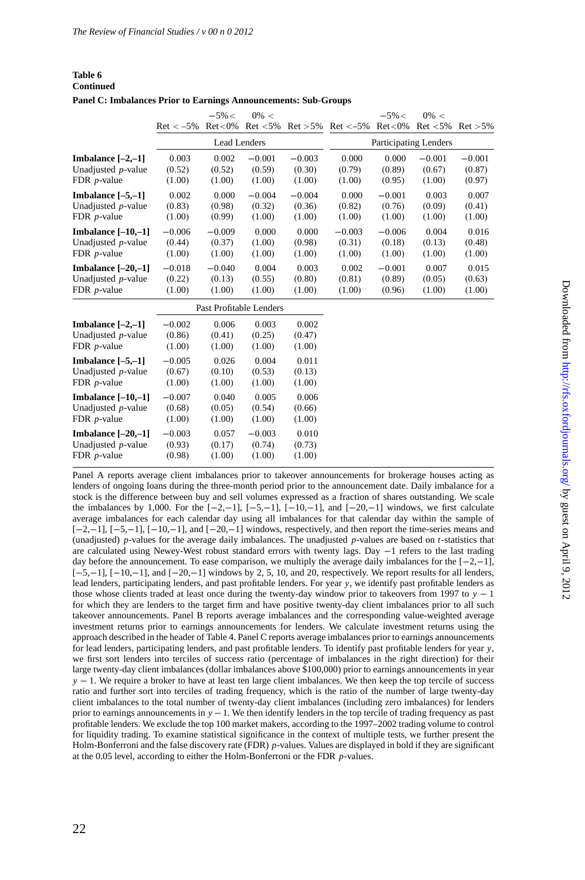**Table 6**
**Continued**

**Panel C: Imbalances Prior to Earnings Announcements: Sub-Groups**

| | Ret < –5% | –5% < Ret < 0% | 0% < Ret < 5% | Ret > 5% | Ret < –5% | –5% < Ret < 0% | 0% < Ret < 5% | Ret > 5% |
|---|---|---|---|---|---|---|---|---|
| | Lead Lenders | | | | Participating Lenders | | | |
| **Imbalance [–2,–1]** | 0.003 | 0.002 | −0.001 | −0.003 | 0.000 | 0.000 | −0.001 | −0.001 |
| Unadjusted *p*-value | (0.52) | (0.52) | (0.59) | (0.30) | (0.79) | (0.89) | (0.67) | (0.87) |
| FDR *p*-value | (1.00) | (1.00) | (1.00) | (1.00) | (1.00) | (0.95) | (1.00) | (0.97) |
| **Imbalance [–5,–1]** | 0.002 | 0.000 | −0.004 | −0.004 | 0.000 | −0.001 | 0.003 | 0.007 |
| Unadjusted *p*-value | (0.83) | (0.98) | (0.32) | (0.36) | (0.82) | (0.76) | (0.09) | (0.41) |
| FDR *p*-value | (1.00) | (0.99) | (1.00) | (1.00) | (1.00) | (1.00) | (1.00) | (1.00) |
| **Imbalance [–10,–1]** | −0.006 | −0.009 | 0.000 | 0.000 | −0.003 | −0.006 | 0.004 | 0.016 |
| Unadjusted *p*-value | (0.44) | (0.37) | (1.00) | (0.98) | (0.31) | (0.18) | (0.13) | (0.48) |
| FDR *p*-value | (1.00) | (1.00) | (1.00) | (1.00) | (1.00) | (1.00) | (1.00) | (1.00) |
| **Imbalance [–20,–1]** | −0.018 | −0.040 | 0.004 | 0.003 | 0.002 | −0.001 | 0.007 | 0.015 |
| Unadjusted *p*-value | (0.22) | (0.13) | (0.55) | (0.80) | (0.81) | (0.89) | (0.05) | (0.63) |
| FDR *p*-value | (1.00) | (1.00) | (1.00) | (1.00) | (1.00) | (0.96) | (1.00) | (1.00) |
| | Past Profitable Lenders | | | | | | | |
| **Imbalance [–2,–1]** | −0.002 | 0.006 | 0.003 | 0.002 | | | | |
| Unadjusted *p*-value | (0.86) | (0.41) | (0.25) | (0.47) | | | | |
| FDR *p*-value | (1.00) | (1.00) | (1.00) | (1.00) | | | | |
| **Imbalance [–5,–1]** | −0.005 | 0.026 | 0.004 | 0.011 | | | | |
| Unadjusted *p*-value | (0.67) | (0.10) | (0.53) | (0.13) | | | | |
| FDR *p*-value | (1.00) | (1.00) | (1.00) | (1.00) | | | | |
| **Imbalance [–10,–1]** | −0.007 | 0.040 | 0.005 | 0.006 | | | | |
| Unadjusted *p*-value | (0.68) | (0.05) | (0.54) | (0.66) | | | | |
| FDR *p*-value | (1.00) | (1.00) | (1.00) | (1.00) | | | | |
| **Imbalance [–20,–1]** | −0.003 | 0.057 | −0.003 | 0.010 | | | | |
| Unadjusted *p*-value | (0.93) | (0.17) | (0.74) | (0.73) | | | | |
| FDR *p*-value | (0.98) | (1.00) | (1.00) | (1.00) | | | | |

Panel A reports average client imbalances prior to takeover announcements for brokerage houses acting as lenders of ongoing loans during the three-month period prior to the announcement date. Daily imbalance for a stock is the difference between buy and sell volumes expressed as a fraction of shares outstanding. We scale the imbalances by 1,000. For the $[-2,-1]$, $[-5,-1]$, $[-10,-1]$, and $[-20,-1]$ windows, we first calculate average imbalances for each calendar day using all imbalances for that calendar day within the sample of $[-2,-1]$, $[-5,-1]$, $[-10,-1]$, and $[-20,-1]$ windows, respectively, and then report the time-series means and (unadjusted) *p*-values for the average daily imbalances. The unadjusted *p*-values are based on *t*-statistics that are calculated using Newey-West robust standard errors with twenty lags. Day $-1$ refers to the last trading day before the announcement. To ease comparison, we multiply the average daily imbalances for the $[-2,-1]$, $[-5,-1]$, $[-10,-1]$, and $[-20,-1]$ windows by 2, 5, 10, and 20, respectively. We report results for all lenders, lead lenders, participating lenders, and past profitable lenders. For year $y$, we identify past profitable lenders as those whose clients traded at least once during the twenty-day window prior to takeovers from 1997 to $y-1$ for which they are lenders to the target firm and have positive twenty-day client imbalances prior to all such takeover announcements. Panel B reports average imbalances and the corresponding value-weighted average investment returns prior to earnings announcements for lenders. We calculate investment returns using the approach described in the header of Table 4. Panel C reports average imbalances prior to earnings announcements for lead lenders, participating lenders, and past profitable lenders. To identify past profitable lenders for year $y$, we first sort lenders into terciles of success ratio (percentage of imbalances in the right direction) for their large twenty-day client imbalances (dollar imbalances above \$100,000) prior to earnings announcements in year $y-1$. We require a broker to have at least ten large client imbalances. We then keep the top tercile of success ratio and further sort into terciles of trading frequency, which is the ratio of the number of large twenty-day client imbalances to the total number of twenty-day client imbalances (including zero imbalances) for lenders prior to earnings announcements in $y-1$. We then identify lenders in the top tercile of trading frequency as past profitable lenders. We exclude the top 100 market makers, according to the 1997–2002 trading volume to control for liquidity trading. To examine statistical significance in the context of multiple tests, we further present the Holm-Bonferroni and the false discovery rate (FDR) *p*-values. Values are displayed in bold if they are significant at the 0.05 level, according to either the Holm-Bonferroni or the FDR *p*-values.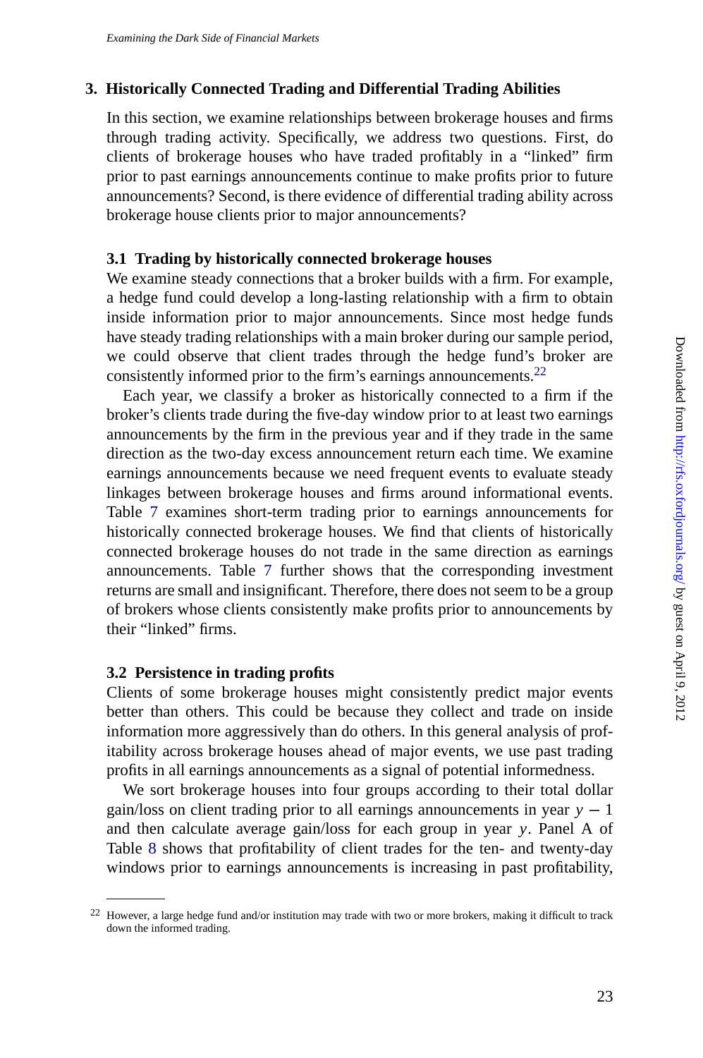## 3. Historically Connected Trading and Differential Trading Abilities

In this section, we examine relationships between brokerage houses and firms through trading activity. Specifically, we address two questions. First, do clients of brokerage houses who have traded profitably in a "linked" firm prior to past earnings announcements continue to make profits prior to future announcements? Second, is there evidence of differential trading ability across brokerage house clients prior to major announcements?

### 3.1 Trading by historically connected brokerage houses

We examine steady connections that a broker builds with a firm. For example, a hedge fund could develop a long-lasting relationship with a firm to obtain inside information prior to major announcements. Since most hedge funds have steady trading relationships with a main broker during our sample period, we could observe that client trades through the hedge fund's broker are consistently informed prior to the firm's earnings announcements.[22]

Each year, we classify a broker as historically connected to a firm if the broker's clients trade during the five-day window prior to at least two earnings announcements by the firm in the previous year and if they trade in the same direction as the two-day excess announcement return each time. We examine earnings announcements because we need frequent events to evaluate steady linkages between brokerage houses and firms around informational events. Table 7 examines short-term trading prior to earnings announcements for historically connected brokerage houses. We find that clients of historically connected brokerage houses do not trade in the same direction as earnings announcements. Table 7 further shows that the corresponding investment returns are small and insignificant. Therefore, there does not seem to be a group of brokers whose clients consistently make profits prior to announcements by their "linked" firms.

### 3.2 Persistence in trading profits

Clients of some brokerage houses might consistently predict major events better than others. This could be because they collect and trade on inside information more aggressively than do others. In this general analysis of profitability across brokerage houses ahead of major events, we use past trading profits in all earnings announcements as a signal of potential informedness.

We sort brokerage houses into four groups according to their total dollar gain/loss on client trading prior to all earnings announcements in year $y-1$ and then calculate average gain/loss for each group in year $y$. Panel A of Table 8 shows that profitability of client trades for the ten- and twenty-day windows prior to earnings announcements is increasing in past profitability,

---

[22] However, a large hedge fund and/or institution may trade with two or more brokers, making it difficult to track down the informed trading.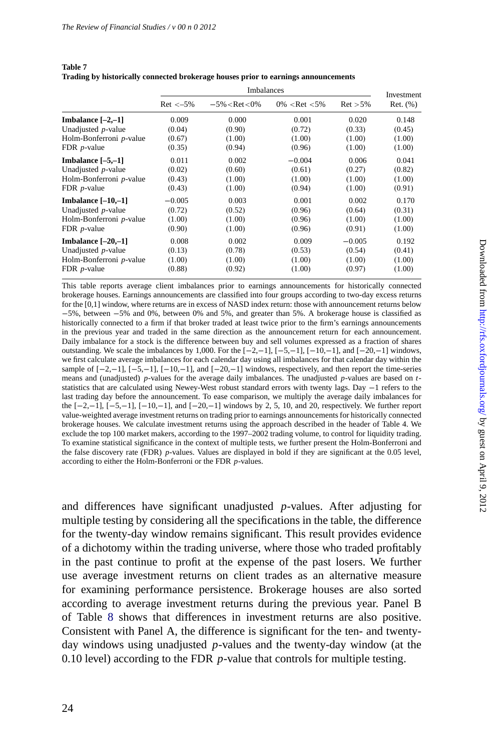**Table 7**
**Trading by historically connected brokerage houses prior to earnings announcements**

| | Imbalances | | | | Investment |
|---|---|---|---|---|---|
| | Ret <–5% | −5%<Ret<0% | 0% <Ret <5% | Ret >5% | Ret. (%) |
| **Imbalance [–2,–1]** | 0.009 | 0.000 | 0.001 | 0.020 | 0.148 |
| Unadjusted *p*-value | (0.04) | (0.90) | (0.72) | (0.33) | (0.45) |
| Holm-Bonferroni *p*-value | (0.67) | (1.00) | (1.00) | (1.00) | (1.00) |
| FDR *p*-value | (0.35) | (0.94) | (0.96) | (1.00) | (1.00) |
| **Imbalance [–5,–1]** | 0.011 | 0.002 | −0.004 | 0.006 | 0.041 |
| Unadjusted *p*-value | (0.02) | (0.60) | (0.61) | (0.27) | (0.82) |
| Holm-Bonferroni *p*-value | (0.43) | (1.00) | (1.00) | (1.00) | (1.00) |
| FDR *p*-value | (0.43) | (1.00) | (0.94) | (1.00) | (0.91) |
| **Imbalance [–10,–1]** | −0.005 | 0.003 | 0.001 | 0.002 | 0.170 |
| Unadjusted *p*-value | (0.72) | (0.52) | (0.96) | (0.64) | (0.31) |
| Holm-Bonferroni *p*-value | (1.00) | (1.00) | (0.96) | (1.00) | (1.00) |
| FDR *p*-value | (0.90) | (1.00) | (0.96) | (0.91) | (1.00) |
| **Imbalance [–20,–1]** | 0.008 | 0.002 | 0.009 | −0.005 | 0.192 |
| Unadjusted *p*-value | (0.13) | (0.78) | (0.53) | (0.54) | (0.41) |
| Holm-Bonferroni *p*-value | (1.00) | (1.00) | (1.00) | (1.00) | (1.00) |
| FDR *p*-value | (0.88) | (0.92) | (1.00) | (0.97) | (1.00) |

This table reports average client imbalances prior to earnings announcements for historically connected brokerage houses. Earnings announcements are classified into four groups according to two-day excess returns for the [0,1] window, where returns are in excess of NASD index return: those with announcement returns below −5%, between −5% and 0%, between 0% and 5%, and greater than 5%. A brokerage house is classified as historically connected to a firm if that broker traded at least twice prior to the firm's earnings announcements in the previous year and traded in the same direction as the announcement return for each announcement. Daily imbalance for a stock is the difference between buy and sell volumes expressed as a fraction of shares outstanding. We scale the imbalances by 1,000. For the [−2,−1], [−5,−1], [−10,−1], and [−20,−1] windows, we first calculate average imbalances for each calendar day using all imbalances for that calendar day within the sample of [−2,−1], [−5,−1], [−10,−1], and [−20,−1] windows, respectively, and then report the time-series means and (unadjusted) *p*-values for the average daily imbalances. The unadjusted *p*-values are based on *t*-statistics that are calculated using Newey-West robust standard errors with twenty lags. Day −1 refers to the last trading day before the announcement. To ease comparison, we multiply the average daily imbalances for the [−2,−1], [−5,−1], [−10,−1], and [−20,−1] windows by 2, 5, 10, and 20, respectively. We further report value-weighted average investment returns on trading prior to earnings announcements for historically connected brokerage houses. We calculate investment returns using the approach described in the header of Table 4. We exclude the top 100 market makers, according to the 1997–2002 trading volume, to control for liquidity trading. To examine statistical significance in the context of multiple tests, we further present the Holm-Bonferroni and the false discovery rate (FDR) *p*-values. Values are displayed in bold if they are significant at the 0.05 level, according to either the Holm-Bonferroni or the FDR *p*-values.

and differences have significant unadjusted *p*-values. After adjusting for multiple testing by considering all the specifications in the table, the difference for the twenty-day window remains significant. This result provides evidence of a dichotomy within the trading universe, where those who traded profitably in the past continue to profit at the expense of the past losers. We further use average investment returns on client trades as an alternative measure for examining performance persistence. Brokerage houses are also sorted according to average investment returns during the previous year. Panel B of Table 8 shows that differences in investment returns are also positive. Consistent with Panel A, the difference is significant for the ten- and twenty-day windows using unadjusted *p*-values and the twenty-day window (at the 0.10 level) according to the FDR *p*-value that controls for multiple testing.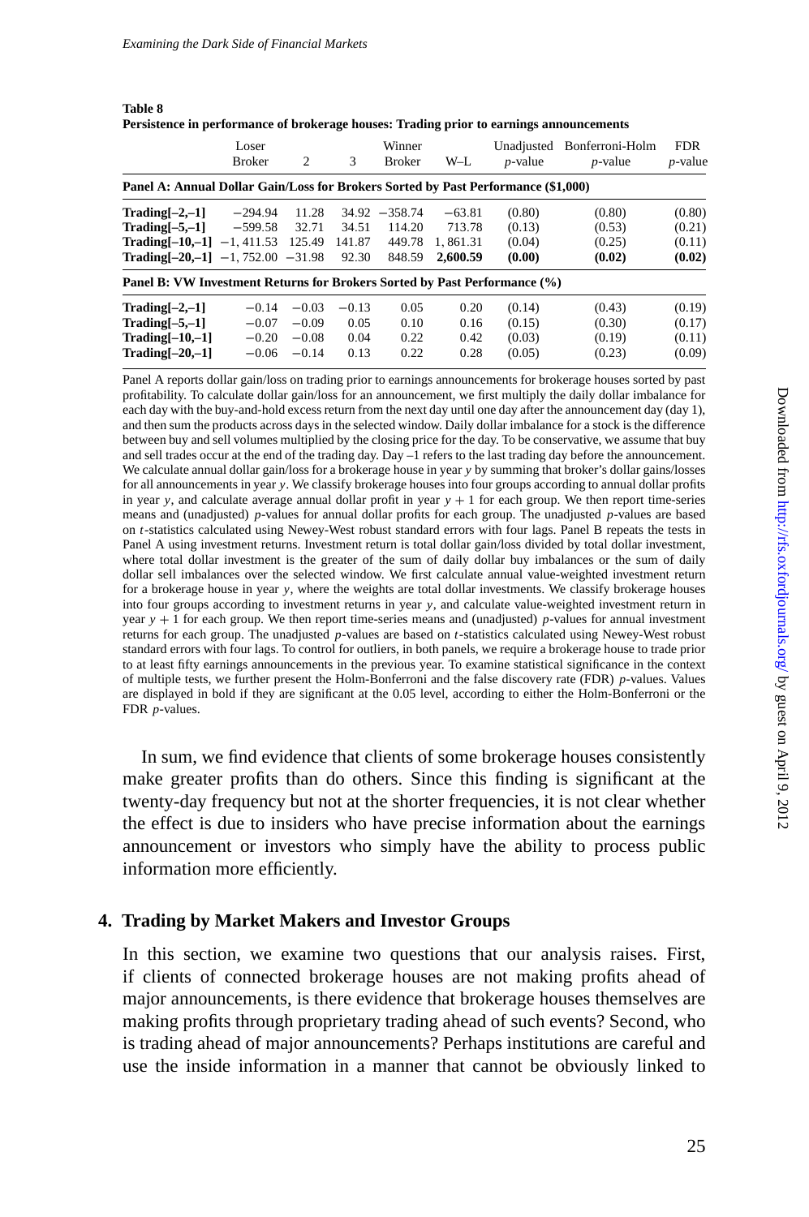**Table 8**
**Persistence in performance of brokerage houses: Trading prior to earnings announcements**

| | Loser Broker | 2 | 3 | Winner Broker | W–L | Unadjusted $p$-value | Bonferroni-Holm $p$-value | FDR $p$-value |
|---|---|---|---|---|---|---|---|---|
| **Panel A: Annual Dollar Gain/Loss for Brokers Sorted by Past Performance ($1,000)** | | | | | | | | |
| **Trading[–2,–1]** | −294.94 | 11.28 | 34.92 | −358.74 | −63.81 | (0.80) | (0.80) | (0.80) |
| **Trading[–5,–1]** | −599.58 | 32.71 | 34.51 | 114.20 | 713.78 | (0.13) | (0.53) | (0.21) |
| **Trading[–10,–1]** | −1, 411.53 | 125.49 | 141.87 | 449.78 | 1, 861.31 | (0.04) | (0.25) | (0.11) |
| **Trading[–20,–1]** | −1, 752.00 | −31.98 | 92.30 | 848.59 | **2,600.59** | **(0.00)** | **(0.02)** | **(0.02)** |
| **Panel B: VW Investment Returns for Brokers Sorted by Past Performance (%)** | | | | | | | | |
| **Trading[–2,–1]** | −0.14 | −0.03 | −0.13 | 0.05 | 0.20 | (0.14) | (0.43) | (0.19) |
| **Trading[–5,–1]** | −0.07 | −0.09 | 0.05 | 0.10 | 0.16 | (0.15) | (0.30) | (0.17) |
| **Trading[–10,–1]** | −0.20 | −0.08 | 0.04 | 0.22 | 0.42 | (0.03) | (0.19) | (0.11) |
| **Trading[–20,–1]** | −0.06 | −0.14 | 0.13 | 0.22 | 0.28 | (0.05) | (0.23) | (0.09) |

Panel A reports dollar gain/loss on trading prior to earnings announcements for brokerage houses sorted by past profitability. To calculate dollar gain/loss for an announcement, we first multiply the daily dollar imbalance for each day with the buy-and-hold excess return from the next day until one day after the announcement day (day 1), and then sum the products across days in the selected window. Daily dollar imbalance for a stock is the difference between buy and sell volumes multiplied by the closing price for the day. To be conservative, we assume that buy and sell trades occur at the end of the trading day. Day –1 refers to the last trading day before the announcement. We calculate annual dollar gain/loss for a brokerage house in year $y$ by summing that broker's dollar gains/losses for all announcements in year $y$. We classify brokerage houses into four groups according to annual dollar profits in year $y$, and calculate average annual dollar profit in year $y+1$ for each group. We then report time-series means and (unadjusted) $p$-values for annual dollar profits for each group. The unadjusted $p$-values are based on $t$-statistics calculated using Newey-West robust standard errors with four lags. Panel B repeats the tests in Panel A using investment returns. Investment return is total dollar gain/loss divided by total dollar investment, where total dollar investment is the greater of the sum of daily dollar buy imbalances or the sum of daily dollar sell imbalances over the selected window. We first calculate annual value-weighted investment return for a brokerage house in year $y$, where the weights are total dollar investments. We classify brokerage houses into four groups according to investment returns in year $y$, and calculate value-weighted investment return in year $y+1$ for each group. We then report time-series means and (unadjusted) $p$-values for annual investment returns for each group. The unadjusted $p$-values are based on $t$-statistics calculated using Newey-West robust standard errors with four lags. To control for outliers, in both panels, we require a brokerage house to trade prior to at least fifty earnings announcements in the previous year. To examine statistical significance in the context of multiple tests, we further present the Holm-Bonferroni and the false discovery rate (FDR) $p$-values. Values are displayed in bold if they are significant at the 0.05 level, according to either the Holm-Bonferroni or the FDR $p$-values.

In sum, we find evidence that clients of some brokerage houses consistently make greater profits than do others. Since this finding is significant at the twenty-day frequency but not at the shorter frequencies, it is not clear whether the effect is due to insiders who have precise information about the earnings announcement or investors who simply have the ability to process public information more efficiently.

## 4. Trading by Market Makers and Investor Groups

In this section, we examine two questions that our analysis raises. First, if clients of connected brokerage houses are not making profits ahead of major announcements, is there evidence that brokerage houses themselves are making profits through proprietary trading ahead of such events? Second, who is trading ahead of major announcements? Perhaps institutions are careful and use the inside information in a manner that cannot be obviously linked to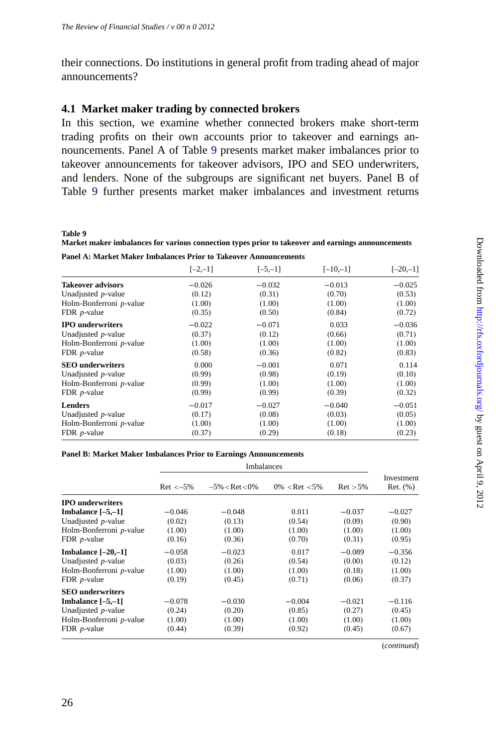their connections. Do institutions in general profit from trading ahead of major announcements?

### 4.1 Market maker trading by connected brokers

In this section, we examine whether connected brokers make short-term trading profits on their own accounts prior to takeover and earnings announcements. Panel A of Table 9 presents market maker imbalances prior to takeover announcements for takeover advisors, IPO and SEO underwriters, and lenders. None of the subgroups are significant net buyers. Panel B of Table 9 further presents market maker imbalances and investment returns

**Table 9**
**Market maker imbalances for various connection types prior to takeover and earnings announcements**

**Panel A: Market Maker Imbalances Prior to Takeover Announcements**

| | [–2,–1] | [–5,–1] | [–10,–1] | [–20,–1] |
|---|---|---|---|---|
| **Takeover advisors** | −0.026 | −0.032 | −0.013 | −0.025 |
| Unadjusted *p*-value | (0.12) | (0.31) | (0.70) | (0.53) |
| Holm-Bonferroni *p*-value | (1.00) | (1.00) | (1.00) | (1.00) |
| FDR *p*-value | (0.35) | (0.50) | (0.84) | (0.72) |
| **IPO underwriters** | −0.022 | −0.071 | 0.033 | −0.036 |
| Unadjusted *p*-value | (0.37) | (0.12) | (0.66) | (0.71) |
| Holm-Bonferroni *p*-value | (1.00) | (1.00) | (1.00) | (1.00) |
| FDR *p*-value | (0.58) | (0.36) | (0.82) | (0.83) |
| **SEO underwriters** | 0.000 | −0.001 | 0.071 | 0.114 |
| Unadjusted *p*-value | (0.99) | (0.98) | (0.19) | (0.10) |
| Holm-Bonferroni *p*-value | (0.99) | (1.00) | (1.00) | (1.00) |
| FDR *p*-value | (0.99) | (0.99) | (0.39) | (0.32) |
| **Lenders** | −0.017 | −0.027 | −0.040 | −0.051 |
| Unadjusted *p*-value | (0.17) | (0.08) | (0.03) | (0.05) |
| Holm-Bonferroni *p*-value | (1.00) | (1.00) | (1.00) | (1.00) |
| FDR *p*-value | (0.37) | (0.29) | (0.18) | (0.23) |

**Panel B: Market Maker Imbalances Prior to Earnings Announcements**

| | Imbalances | | | | |
|---|---|---|---|---|---|
| | Ret <–5% | –5%<Ret<0% | 0% <Ret <5% | Ret >5% | Investment Ret. (%) |
| **IPO underwriters** | | | | | |
| **Imbalance [–5,–1]** | −0.046 | −0.048 | 0.011 | −0.037 | −0.027 |
| Unadjusted *p*-value | (0.02) | (0.13) | (0.54) | (0.09) | (0.90) |
| Holm-Bonferroni *p*-value | (1.00) | (1.00) | (1.00) | (1.00) | (1.00) |
| FDR *p*-value | (0.16) | (0.36) | (0.70) | (0.31) | (0.95) |
| **Imbalance [–20,–1]** | −0.058 | −0.023 | 0.017 | −0.089 | −0.356 |
| Unadjusted *p*-value | (0.03) | (0.26) | (0.54) | (0.00) | (0.12) |
| Holm-Bonferroni *p*-value | (1.00) | (1.00) | (1.00) | (0.18) | (1.00) |
| FDR *p*-value | (0.19) | (0.45) | (0.71) | (0.06) | (0.37) |
| **SEO underwriters** | | | | | |
| **Imbalance [–5,–1]** | −0.078 | −0.030 | −0.004 | −0.021 | −0.116 |
| Unadjusted *p*-value | (0.24) | (0.20) | (0.85) | (0.27) | (0.45) |
| Holm-Bonferroni *p*-value | (1.00) | (1.00) | (1.00) | (1.00) | (1.00) |
| FDR *p*-value | (0.44) | (0.39) | (0.92) | (0.45) | (0.67) |

(*continued*)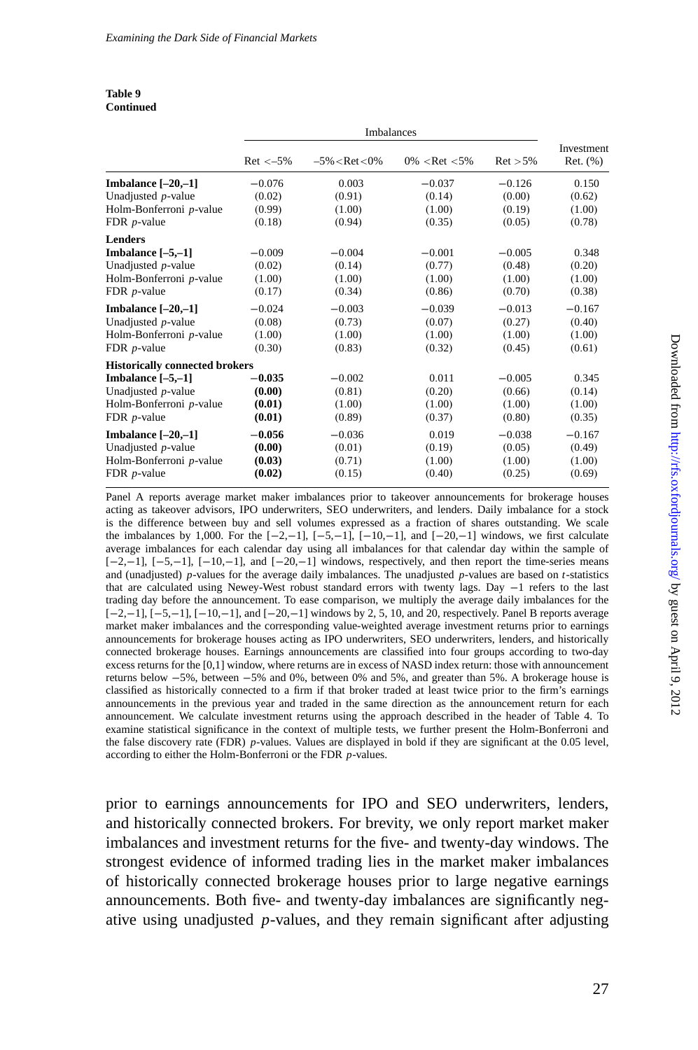**Table 9**
**Continued**

| | Imbalances | | | | |
|---|---|---|---|---|---|
| | Ret <–5% | –5%<Ret<0% | 0% <Ret <5% | Ret >5% | Investment Ret. (%) |
| **Imbalance [–20,–1]** | −0.076 | 0.003 | −0.037 | −0.126 | 0.150 |
| Unadjusted *p*-value | (0.02) | (0.91) | (0.14) | (0.00) | (0.62) |
| Holm-Bonferroni *p*-value | (0.99) | (1.00) | (1.00) | (0.19) | (1.00) |
| FDR *p*-value | (0.18) | (0.94) | (0.35) | (0.05) | (0.78) |
| **Lenders** | | | | | |
| **Imbalance [–5,–1]** | −0.009 | −0.004 | −0.001 | −0.005 | 0.348 |
| Unadjusted *p*-value | (0.02) | (0.14) | (0.77) | (0.48) | (0.20) |
| Holm-Bonferroni *p*-value | (1.00) | (1.00) | (1.00) | (1.00) | (1.00) |
| FDR *p*-value | (0.17) | (0.34) | (0.86) | (0.70) | (0.38) |
| **Imbalance [–20,–1]** | −0.024 | −0.003 | −0.039 | −0.013 | −0.167 |
| Unadjusted *p*-value | (0.08) | (0.73) | (0.07) | (0.27) | (0.40) |
| Holm-Bonferroni *p*-value | (1.00) | (1.00) | (1.00) | (1.00) | (1.00) |
| FDR *p*-value | (0.30) | (0.83) | (0.32) | (0.45) | (0.61) |
| **Historically connected brokers** | | | | | |
| **Imbalance [–5,–1]** | **−0.035** | −0.002 | 0.011 | −0.005 | 0.345 |
| Unadjusted *p*-value | **(0.00)** | (0.81) | (0.20) | (0.66) | (0.14) |
| Holm-Bonferroni *p*-value | **(0.01)** | (1.00) | (1.00) | (1.00) | (1.00) |
| FDR *p*-value | **(0.01)** | (0.89) | (0.37) | (0.80) | (0.35) |
| **Imbalance [–20,–1]** | **−0.056** | −0.036 | 0.019 | −0.038 | −0.167 |
| Unadjusted *p*-value | **(0.00)** | (0.01) | (0.19) | (0.05) | (0.49) |
| Holm-Bonferroni *p*-value | **(0.03)** | (0.71) | (1.00) | (1.00) | (1.00) |
| FDR *p*-value | **(0.02)** | (0.15) | (0.40) | (0.25) | (0.69) |

Panel A reports average market maker imbalances prior to takeover announcements for brokerage houses acting as takeover advisors, IPO underwriters, SEO underwriters, and lenders. Daily imbalance for a stock is the difference between buy and sell volumes expressed as a fraction of shares outstanding. We scale the imbalances by 1,000. For the [−2,−1], [−5,−1], [−10,−1], and [−20,−1] windows, we first calculate average imbalances for each calendar day using all imbalances for that calendar day within the sample of [−2,−1], [−5,−1], [−10,−1], and [−20,−1] windows, respectively, and then report the time-series means and (unadjusted) *p*-values for the average daily imbalances. The unadjusted *p*-values are based on *t*-statistics that are calculated using Newey-West robust standard errors with twenty lags. Day −1 refers to the last trading day before the announcement. To ease comparison, we multiply the average daily imbalances for the [−2,−1], [−5,−1], [−10,−1], and [−20,−1] windows by 2, 5, 10, and 20, respectively. Panel B reports average market maker imbalances and the corresponding value-weighted average investment returns prior to earnings announcements for brokerage houses acting as IPO underwriters, SEO underwriters, lenders, and historically connected brokerage houses. Earnings announcements are classified into four groups according to two-day excess returns for the [0,1] window, where returns are in excess of NASD index return: those with announcement returns below −5%, between −5% and 0%, between 0% and 5%, and greater than 5%. A brokerage house is classified as historically connected to a firm if that broker traded at least twice prior to the firm's earnings announcements in the previous year and traded in the same direction as the announcement return for each announcement. We calculate investment returns using the approach described in the header of Table 4. To examine statistical significance in the context of multiple tests, we further present the Holm-Bonferroni and the false discovery rate (FDR) *p*-values. Values are displayed in bold if they are significant at the 0.05 level, according to either the Holm-Bonferroni or the FDR *p*-values.

prior to earnings announcements for IPO and SEO underwriters, lenders, and historically connected brokers. For brevity, we only report market maker imbalances and investment returns for the five- and twenty-day windows. The strongest evidence of informed trading lies in the market maker imbalances of historically connected brokerage houses prior to large negative earnings announcements. Both five- and twenty-day imbalances are significantly negative using unadjusted *p*-values, and they remain significant after adjusting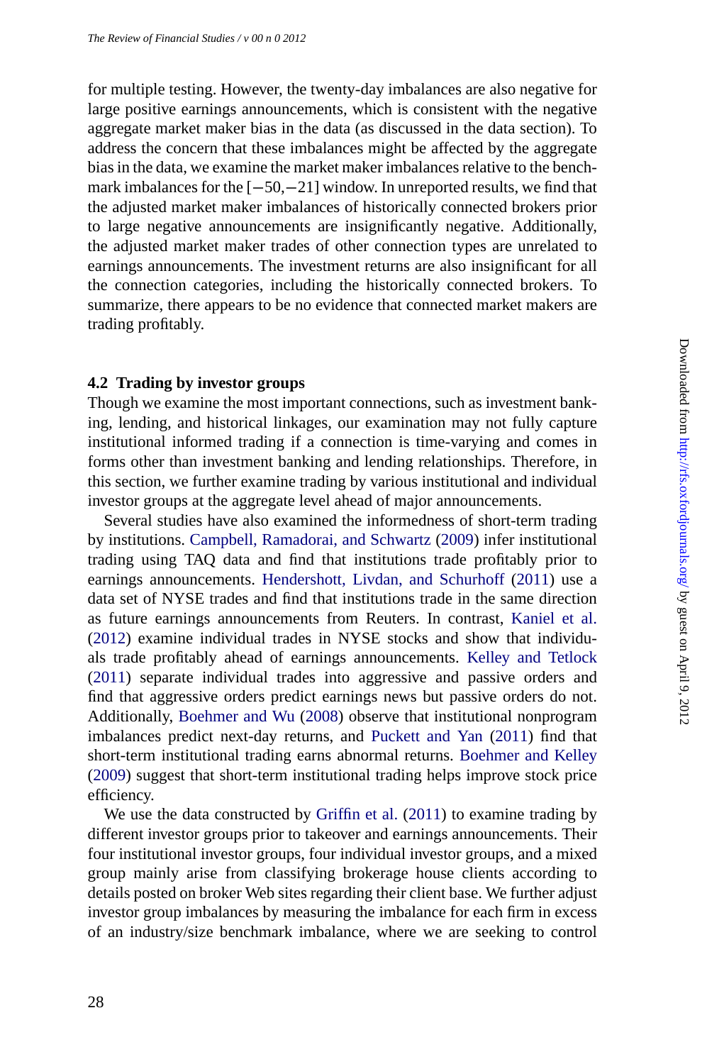for multiple testing. However, the twenty-day imbalances are also negative for large positive earnings announcements, which is consistent with the negative aggregate market maker bias in the data (as discussed in the data section). To address the concern that these imbalances might be affected by the aggregate bias in the data, we examine the market maker imbalances relative to the benchmark imbalances for the $[-50,-21]$ window. In unreported results, we find that the adjusted market maker imbalances of historically connected brokers prior to large negative announcements are insignificantly negative. Additionally, the adjusted market maker trades of other connection types are unrelated to earnings announcements. The investment returns are also insignificant for all the connection categories, including the historically connected brokers. To summarize, there appears to be no evidence that connected market makers are trading profitably.

### 4.2 Trading by investor groups

Though we examine the most important connections, such as investment banking, lending, and historical linkages, our examination may not fully capture institutional informed trading if a connection is time-varying and comes in forms other than investment banking and lending relationships. Therefore, in this section, we further examine trading by various institutional and individual investor groups at the aggregate level ahead of major announcements.

Several studies have also examined the informedness of short-term trading by institutions. Campbell, Ramadorai, and Schwartz (2009) infer institutional trading using TAQ data and find that institutions trade profitably prior to earnings announcements. Hendershott, Livdan, and Schurhoff (2011) use a data set of NYSE trades and find that institutions trade in the same direction as future earnings announcements from Reuters. In contrast, Kaniel et al. (2012) examine individual trades in NYSE stocks and show that individuals trade profitably ahead of earnings announcements. Kelley and Tetlock (2011) separate individual trades into aggressive and passive orders and find that aggressive orders predict earnings news but passive orders do not. Additionally, Boehmer and Wu (2008) observe that institutional nonprogram imbalances predict next-day returns, and Puckett and Yan (2011) find that short-term institutional trading earns abnormal returns. Boehmer and Kelley (2009) suggest that short-term institutional trading helps improve stock price efficiency.

We use the data constructed by Griffin et al. (2011) to examine trading by different investor groups prior to takeover and earnings announcements. Their four institutional investor groups, four individual investor groups, and a mixed group mainly arise from classifying brokerage house clients according to details posted on broker Web sites regarding their client base. We further adjust investor group imbalances by measuring the imbalance for each firm in excess of an industry/size benchmark imbalance, where we are seeking to control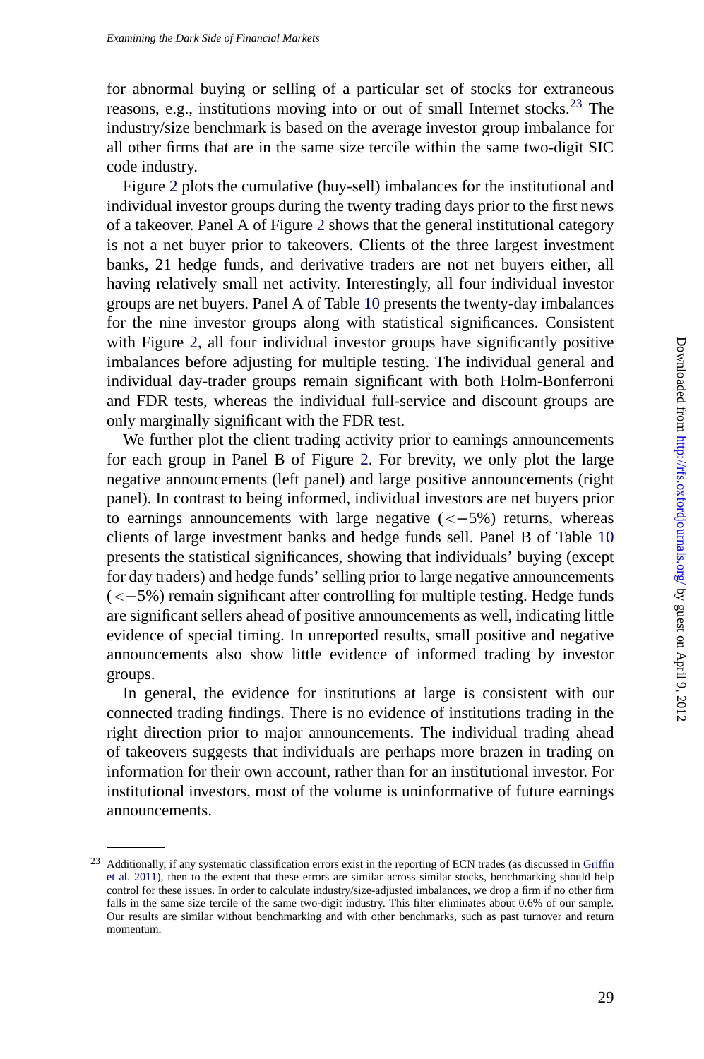for abnormal buying or selling of a particular set of stocks for extraneous reasons, e.g., institutions moving into or out of small Internet stocks.[23] The industry/size benchmark is based on the average investor group imbalance for all other firms that are in the same size tercile within the same two-digit SIC code industry.

Figure 2 plots the cumulative (buy-sell) imbalances for the institutional and individual investor groups during the twenty trading days prior to the first news of a takeover. Panel A of Figure 2 shows that the general institutional category is not a net buyer prior to takeovers. Clients of the three largest investment banks, 21 hedge funds, and derivative traders are not net buyers either, all having relatively small net activity. Interestingly, all four individual investor groups are net buyers. Panel A of Table 10 presents the twenty-day imbalances for the nine investor groups along with statistical significances. Consistent with Figure 2, all four individual investor groups have significantly positive imbalances before adjusting for multiple testing. The individual general and individual day-trader groups remain significant with both Holm-Bonferroni and FDR tests, whereas the individual full-service and discount groups are only marginally significant with the FDR test.

We further plot the client trading activity prior to earnings announcements for each group in Panel B of Figure 2. For brevity, we only plot the large negative announcements (left panel) and large positive announcements (right panel). In contrast to being informed, individual investors are net buyers prior to earnings announcements with large negative ($<-5\%$) returns, whereas clients of large investment banks and hedge funds sell. Panel B of Table 10 presents the statistical significances, showing that individuals' buying (except for day traders) and hedge funds' selling prior to large negative announcements ($<-5\%$) remain significant after controlling for multiple testing. Hedge funds are significant sellers ahead of positive announcements as well, indicating little evidence of special timing. In unreported results, small positive and negative announcements also show little evidence of informed trading by investor groups.

In general, the evidence for institutions at large is consistent with our connected trading findings. There is no evidence of institutions trading in the right direction prior to major announcements. The individual trading ahead of takeovers suggests that individuals are perhaps more brazen in trading on information for their own account, rather than for an institutional investor. For institutional investors, most of the volume is uninformative of future earnings announcements.

---

[23] Additionally, if any systematic classification errors exist in the reporting of ECN trades (as discussed in Griffin et al. 2011), then to the extent that these errors are similar across similar stocks, benchmarking should help control for these issues. In order to calculate industry/size-adjusted imbalances, we drop a firm if no other firm falls in the same size tercile of the same two-digit industry. This filter eliminates about 0.6% of our sample. Our results are similar without benchmarking and with other benchmarks, such as past turnover and return momentum.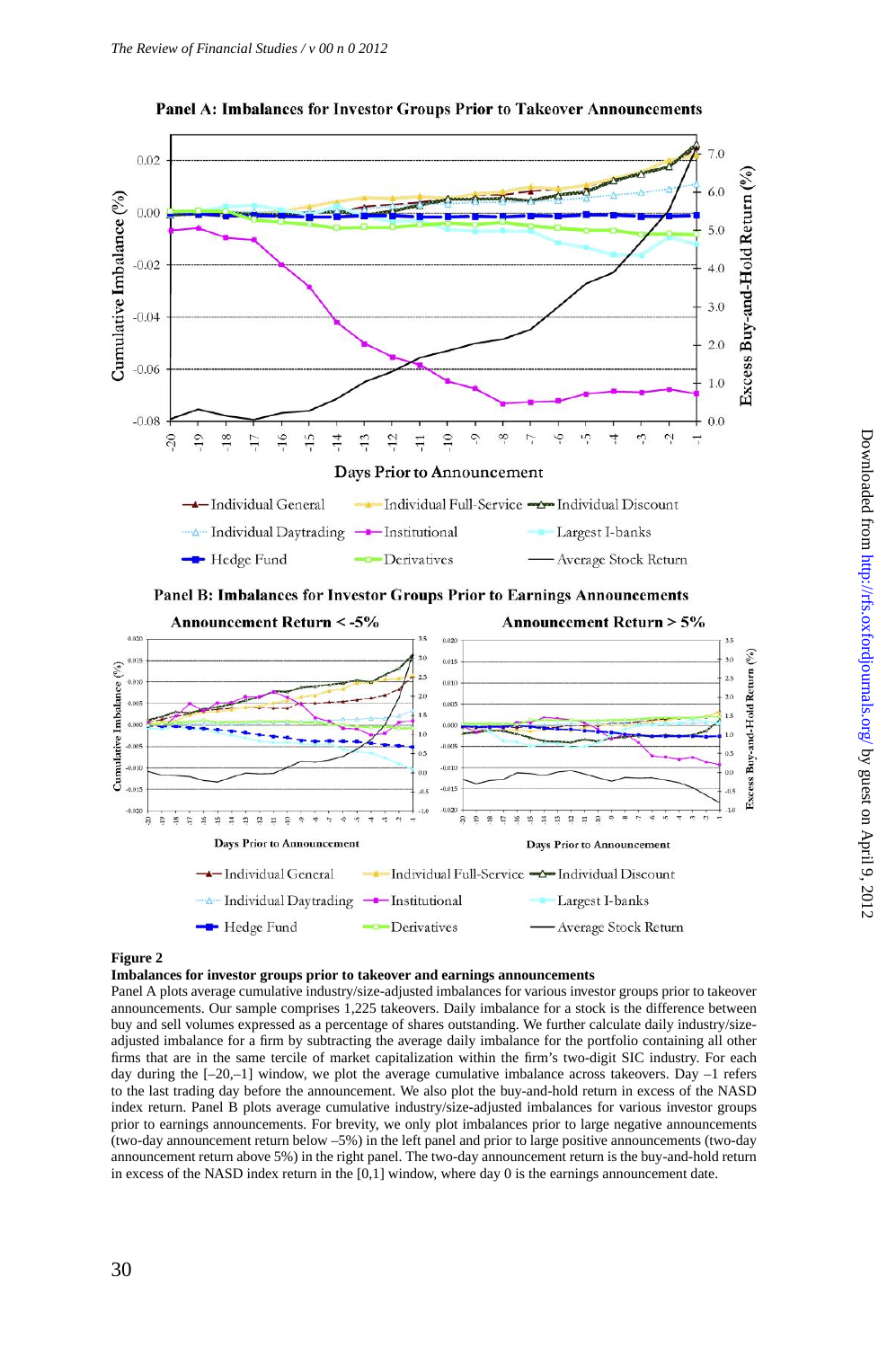**Panel A: Imbalances for Investor Groups Prior to Takeover Announcements**

Cumulative Imbalance (%)

0.02
0.00
-0.02
-0.04
-0.06
-0.08

Excess Buy-and-Hold Return (%)

7.0
6.0
5.0
4.0
3.0
2.0
1.0
0.0

-20 -19 -18 -17 -16 -15 -14 -13 -12 -11 -10 -9 -8 -7 -6 -5 -4 -3 -2 -1

Days Prior to Announcement

Individual General — Individual Full-Service — Individual Discount

Individual Daytrading — Institutional — Largest I-banks

Hedge Fund — Derivatives — Average Stock Return

**Panel B: Imbalances for Investor Groups Prior to Earnings Announcements**

Announcement Return < -5%

Announcement Return > 5%

Cumulative Imbalance (%)

0.020
0.015
0.010
0.005
0.000
-0.005
-0.010
-0.015
-0.020

Excess Buy-and-Hold Return (%)

3.5
3.0
2.5
2.0
1.5
1.0
0.5
0.0
-0.5
-1.0

-20 -19 -18 -17 -16 -15 -14 -13 -12 -11 -10 -9 -8 -7 -6 -5 -4 -3 -2 -1

Days Prior to Announcement

Days Prior to Announcement

Individual General — Individual Full-Service — Individual Discount

Individual Daytrading — Institutional — Largest I-banks

Hedge Fund — Derivatives — Average Stock Return

**Figure 2**

**Imbalances for investor groups prior to takeover and earnings announcements**

Panel A plots average cumulative industry/size-adjusted imbalances for various investor groups prior to takeover announcements. Our sample comprises 1,225 takeovers. Daily imbalance for a stock is the difference between buy and sell volumes expressed as a percentage of shares outstanding. We further calculate daily industry/size-adjusted imbalance for a firm by subtracting the average daily imbalance for the portfolio containing all other firms that are in the same tercile of market capitalization within the firm's two-digit SIC industry. For each day during the [–20,–1] window, we plot the average cumulative imbalance across takeovers. Day –1 refers to the last trading day before the announcement. We also plot the buy-and-hold return in excess of the NASD index return. Panel B plots average cumulative industry/size-adjusted imbalances for various investor groups prior to earnings announcements. For brevity, we only plot imbalances prior to large negative announcements (two-day announcement return below –5%) in the left panel and prior to large positive announcements (two-day announcement return above 5%) in the right panel. The two-day announcement return is the buy-and-hold return in excess of the NASD index return in the [0,1] window, where day 0 is the earnings announcement date.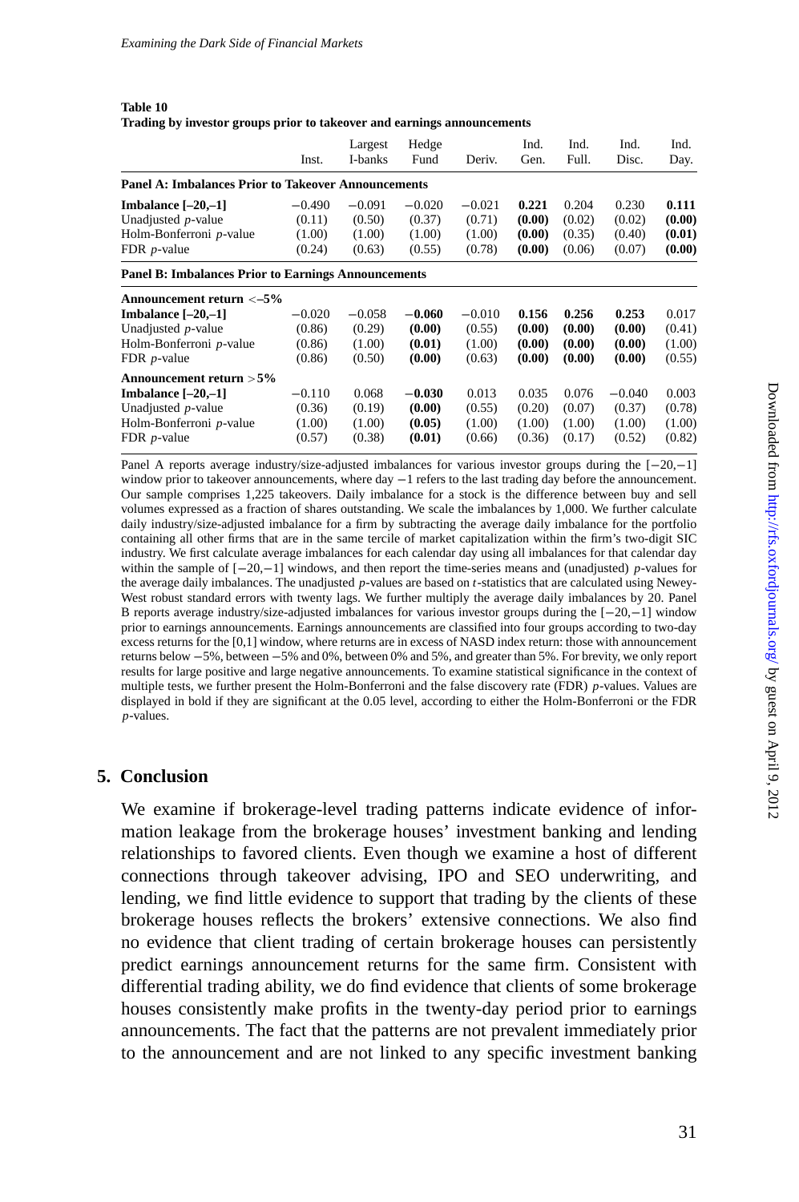**Table 10**
**Trading by investor groups prior to takeover and earnings announcements**

| | Inst. | Largest I-banks | Hedge Fund | Deriv. | Ind. Gen. | Ind. Full. | Ind. Disc. | Ind. Day. |
|---|---|---|---|---|---|---|---|---|
| **Panel A: Imbalances Prior to Takeover Announcements** | | | | | | | | |
| **Imbalance [–20,–1]** | −0.490 | −0.091 | −0.020 | −0.021 | **0.221** | 0.204 | 0.230 | **0.111** |
| Unadjusted *p*-value | (0.11) | (0.50) | (0.37) | (0.71) | **(0.00)** | (0.02) | (0.02) | **(0.00)** |
| Holm-Bonferroni *p*-value | (1.00) | (1.00) | (1.00) | (1.00) | **(0.00)** | (0.35) | (0.40) | **(0.01)** |
| FDR *p*-value | (0.24) | (0.63) | (0.55) | (0.78) | **(0.00)** | (0.06) | (0.07) | **(0.00)** |
| **Panel B: Imbalances Prior to Earnings Announcements** | | | | | | | | |
| **Announcement return <–5%** | | | | | | | | |
| **Imbalance [–20,–1]** | −0.020 | −0.058 | **−0.060** | −0.010 | **0.156** | **0.256** | **0.253** | 0.017 |
| Unadjusted *p*-value | (0.86) | (0.29) | **(0.00)** | (0.55) | **(0.00)** | **(0.00)** | **(0.00)** | (0.41) |
| Holm-Bonferroni *p*-value | (0.86) | (1.00) | **(0.01)** | (1.00) | **(0.00)** | **(0.00)** | **(0.00)** | (1.00) |
| FDR *p*-value | (0.86) | (0.50) | **(0.00)** | (0.63) | **(0.00)** | **(0.00)** | **(0.00)** | (0.55) |
| **Announcement return >5%** | | | | | | | | |
| **Imbalance [–20,–1]** | −0.110 | 0.068 | **−0.030** | 0.013 | 0.035 | 0.076 | −0.040 | 0.003 |
| Unadjusted *p*-value | (0.36) | (0.19) | **(0.00)** | (0.55) | (0.20) | (0.07) | (0.37) | (0.78) |
| Holm-Bonferroni *p*-value | (1.00) | (1.00) | **(0.05)** | (1.00) | (1.00) | (1.00) | (1.00) | (1.00) |
| FDR *p*-value | (0.57) | (0.38) | **(0.01)** | (0.66) | (0.36) | (0.17) | (0.52) | (0.82) |

Panel A reports average industry/size-adjusted imbalances for various investor groups during the $[-20,-1]$ window prior to takeover announcements, where day $-1$ refers to the last trading day before the announcement. Our sample comprises 1,225 takeovers. Daily imbalance for a stock is the difference between buy and sell volumes expressed as a fraction of shares outstanding. We scale the imbalances by 1,000. We further calculate daily industry/size-adjusted imbalance for a firm by subtracting the average daily imbalance for the portfolio containing all other firms that are in the same tercile of market capitalization within the firm's two-digit SIC industry. We first calculate average imbalances for each calendar day using all imbalances for that calendar day within the sample of $[-20,-1]$ windows, and then report the time-series means and (unadjusted) *p*-values for the average daily imbalances. The unadjusted *p*-values are based on *t*-statistics that are calculated using Newey-West robust standard errors with twenty lags. We further multiply the average daily imbalances by 20. Panel B reports average industry/size-adjusted imbalances for various investor groups during the $[-20,-1]$ window prior to earnings announcements. Earnings announcements are classified into four groups according to two-day excess returns for the [0,1] window, where returns are in excess of NASD index return: those with announcement returns below $-5\%$, between $-5\%$ and 0%, between 0% and 5%, and greater than 5%. For brevity, we only report results for large positive and large negative announcements. To examine statistical significance in the context of multiple tests, we further present the Holm-Bonferroni and the false discovery rate (FDR) *p*-values. Values are displayed in bold if they are significant at the 0.05 level, according to either the Holm-Bonferroni or the FDR *p*-values.

## 5. Conclusion

We examine if brokerage-level trading patterns indicate evidence of information leakage from the brokerage houses' investment banking and lending relationships to favored clients. Even though we examine a host of different connections through takeover advising, IPO and SEO underwriting, and lending, we find little evidence to support that trading by the clients of these brokerage houses reflects the brokers' extensive connections. We also find no evidence that client trading of certain brokerage houses can persistently predict earnings announcement returns for the same firm. Consistent with differential trading ability, we do find evidence that clients of some brokerage houses consistently make profits in the twenty-day period prior to earnings announcements. The fact that the patterns are not prevalent immediately prior to the announcement and are not linked to any specific investment banking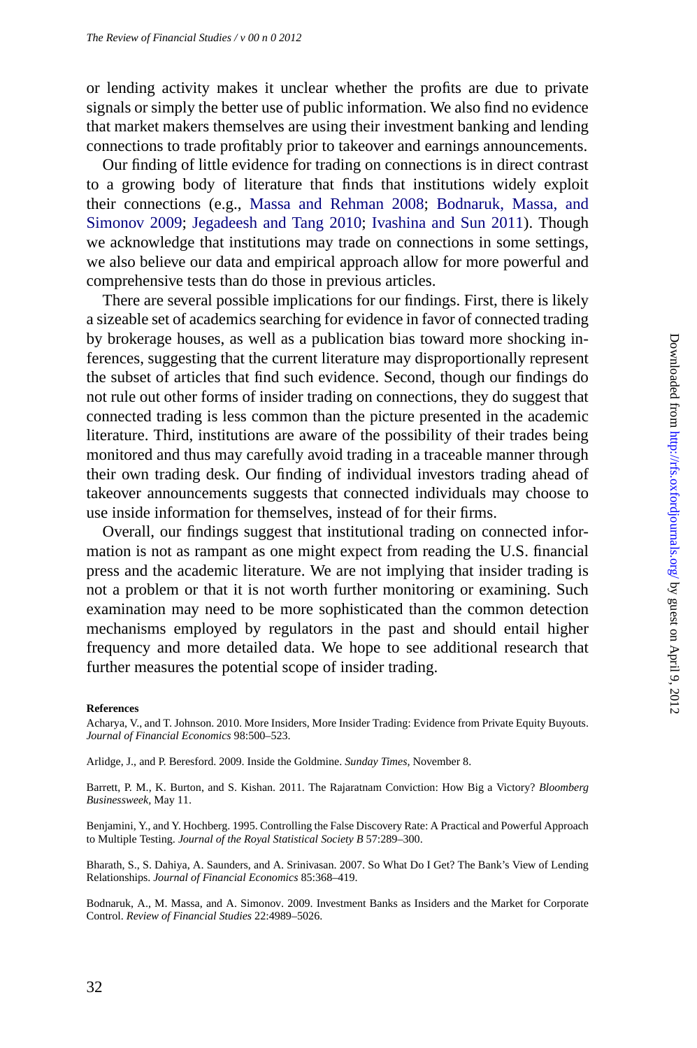or lending activity makes it unclear whether the profits are due to private signals or simply the better use of public information. We also find no evidence that market makers themselves are using their investment banking and lending connections to trade profitably prior to takeover and earnings announcements.

Our finding of little evidence for trading on connections is in direct contrast to a growing body of literature that finds that institutions widely exploit their connections (e.g., Massa and Rehman 2008; Bodnaruk, Massa, and Simonov 2009; Jegadeesh and Tang 2010; Ivashina and Sun 2011). Though we acknowledge that institutions may trade on connections in some settings, we also believe our data and empirical approach allow for more powerful and comprehensive tests than do those in previous articles.

There are several possible implications for our findings. First, there is likely a sizeable set of academics searching for evidence in favor of connected trading by brokerage houses, as well as a publication bias toward more shocking inferences, suggesting that the current literature may disproportionally represent the subset of articles that find such evidence. Second, though our findings do not rule out other forms of insider trading on connections, they do suggest that connected trading is less common than the picture presented in the academic literature. Third, institutions are aware of the possibility of their trades being monitored and thus may carefully avoid trading in a traceable manner through their own trading desk. Our finding of individual investors trading ahead of takeover announcements suggests that connected individuals may choose to use inside information for themselves, instead of for their firms.

Overall, our findings suggest that institutional trading on connected information is not as rampant as one might expect from reading the U.S. financial press and the academic literature. We are not implying that insider trading is not a problem or that it is not worth further monitoring or examining. Such examination may need to be more sophisticated than the common detection mechanisms employed by regulators in the past and should entail higher frequency and more detailed data. We hope to see additional research that further measures the potential scope of insider trading.

**References**

Acharya, V., and T. Johnson. 2010. More Insiders, More Insider Trading: Evidence from Private Equity Buyouts. *Journal of Financial Economics* 98:500–523.

Arlidge, J., and P. Beresford. 2009. Inside the Goldmine. *Sunday Times*, November 8.

Barrett, P. M., K. Burton, and S. Kishan. 2011. The Rajaratnam Conviction: How Big a Victory? *Bloomberg Businessweek*, May 11.

Benjamini, Y., and Y. Hochberg. 1995. Controlling the False Discovery Rate: A Practical and Powerful Approach to Multiple Testing. *Journal of the Royal Statistical Society B* 57:289–300.

Bharath, S., S. Dahiya, A. Saunders, and A. Srinivasan. 2007. So What Do I Get? The Bank's View of Lending Relationships. *Journal of Financial Economics* 85:368–419.

Bodnaruk, A., M. Massa, and A. Simonov. 2009. Investment Banks as Insiders and the Market for Corporate Control. *Review of Financial Studies* 22:4989–5026.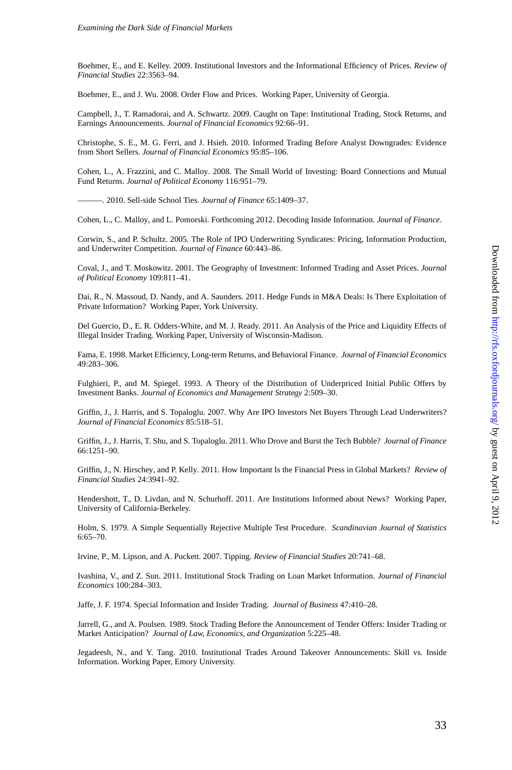Boehmer, E., and E. Kelley. 2009. Institutional Investors and the Informational Efficiency of Prices. *Review of Financial Studies* 22:3563–94.

Boehmer, E., and J. Wu. 2008. Order Flow and Prices. Working Paper, University of Georgia.

Campbell, J., T. Ramadorai, and A. Schwartz. 2009. Caught on Tape: Institutional Trading, Stock Returns, and Earnings Announcements. *Journal of Financial Economics* 92:66–91.

Christophe, S. E., M. G. Ferri, and J. Hsieh. 2010. Informed Trading Before Analyst Downgrades: Evidence from Short Sellers. *Journal of Financial Economics* 95:85–106.

Cohen, L., A. Frazzini, and C. Malloy. 2008. The Small World of Investing: Board Connections and Mutual Fund Returns. *Journal of Political Economy* 116:951–79.

———. 2010. Sell-side School Ties. *Journal of Finance* 65:1409–37.

Cohen, L., C. Malloy, and L. Pomorski. Forthcoming 2012. Decoding Inside Information. *Journal of Finance*.

Corwin, S., and P. Schultz. 2005. The Role of IPO Underwriting Syndicates: Pricing, Information Production, and Underwriter Competition. *Journal of Finance* 60:443–86.

Coval, J., and T. Moskowitz. 2001. The Geography of Investment: Informed Trading and Asset Prices. *Journal of Political Economy* 109:811–41.

Dai, R., N. Massoud, D. Nandy, and A. Saunders. 2011. Hedge Funds in M&A Deals: Is There Exploitation of Private Information? Working Paper, York University.

Del Guercio, D., E. R. Odders-White, and M. J. Ready. 2011. An Analysis of the Price and Liquidity Effects of Illegal Insider Trading. Working Paper, University of Wisconsin-Madison.

Fama, E. 1998. Market Efficiency, Long-term Returns, and Behavioral Finance. *Journal of Financial Economics* 49:283–306.

Fulghieri, P., and M. Spiegel. 1993. A Theory of the Distribution of Underpriced Initial Public Offers by Investment Banks. *Journal of Economics and Management Strategy* 2:509–30.

Griffin, J., J. Harris, and S. Topaloglu. 2007. Why Are IPO Investors Net Buyers Through Lead Underwriters? *Journal of Financial Economics* 85:518–51.

Griffin, J., J. Harris, T. Shu, and S. Topaloglu. 2011. Who Drove and Burst the Tech Bubble? *Journal of Finance* 66:1251–90.

Griffin, J., N. Hirschey, and P. Kelly. 2011. How Important Is the Financial Press in Global Markets? *Review of Financial Studies* 24:3941–92.

Hendershott, T., D. Livdan, and N. Schurhoff. 2011. Are Institutions Informed about News? Working Paper, University of California-Berkeley.

Holm, S. 1979. A Simple Sequentially Rejective Multiple Test Procedure. *Scandinavian Journal of Statistics* 6:65–70.

Irvine, P., M. Lipson, and A. Puckett. 2007. Tipping. *Review of Financial Studies* 20:741–68.

Ivashina, V., and Z. Sun. 2011. Institutional Stock Trading on Loan Market Information. *Journal of Financial Economics* 100:284–303.

Jaffe, J. F. 1974. Special Information and Insider Trading. *Journal of Business* 47:410–28.

Jarrell, G., and A. Poulsen. 1989. Stock Trading Before the Announcement of Tender Offers: Insider Trading or Market Anticipation? *Journal of Law, Economics, and Organization* 5:225–48.

Jegadeesh, N., and Y. Tang. 2010. Institutional Trades Around Takeover Announcements: Skill vs. Inside Information. Working Paper, Emory University.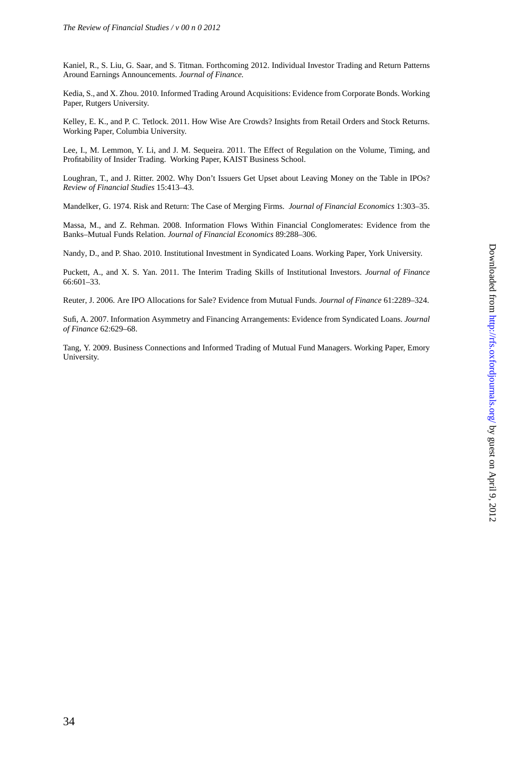Kaniel, R., S. Liu, G. Saar, and S. Titman. Forthcoming 2012. Individual Investor Trading and Return Patterns Around Earnings Announcements. *Journal of Finance.*

Kedia, S., and X. Zhou. 2010. Informed Trading Around Acquisitions: Evidence from Corporate Bonds. Working Paper, Rutgers University.

Kelley, E. K., and P. C. Tetlock. 2011. How Wise Are Crowds? Insights from Retail Orders and Stock Returns. Working Paper, Columbia University.

Lee, I., M. Lemmon, Y. Li, and J. M. Sequeira. 2011. The Effect of Regulation on the Volume, Timing, and Profitability of Insider Trading. Working Paper, KAIST Business School.

Loughran, T., and J. Ritter. 2002. Why Don't Issuers Get Upset about Leaving Money on the Table in IPOs? *Review of Financial Studies* 15:413–43.

Mandelker, G. 1974. Risk and Return: The Case of Merging Firms. *Journal of Financial Economics* 1:303–35.

Massa, M., and Z. Rehman. 2008. Information Flows Within Financial Conglomerates: Evidence from the Banks–Mutual Funds Relation. *Journal of Financial Economics* 89:288–306.

Nandy, D., and P. Shao. 2010. Institutional Investment in Syndicated Loans. Working Paper, York University.

Puckett, A., and X. S. Yan. 2011. The Interim Trading Skills of Institutional Investors. *Journal of Finance* 66:601–33.

Reuter, J. 2006. Are IPO Allocations for Sale? Evidence from Mutual Funds. *Journal of Finance* 61:2289–324.

Sufi, A. 2007. Information Asymmetry and Financing Arrangements: Evidence from Syndicated Loans. *Journal of Finance* 62:629–68.

Tang, Y. 2009. Business Connections and Informed Trading of Mutual Fund Managers. Working Paper, Emory University.